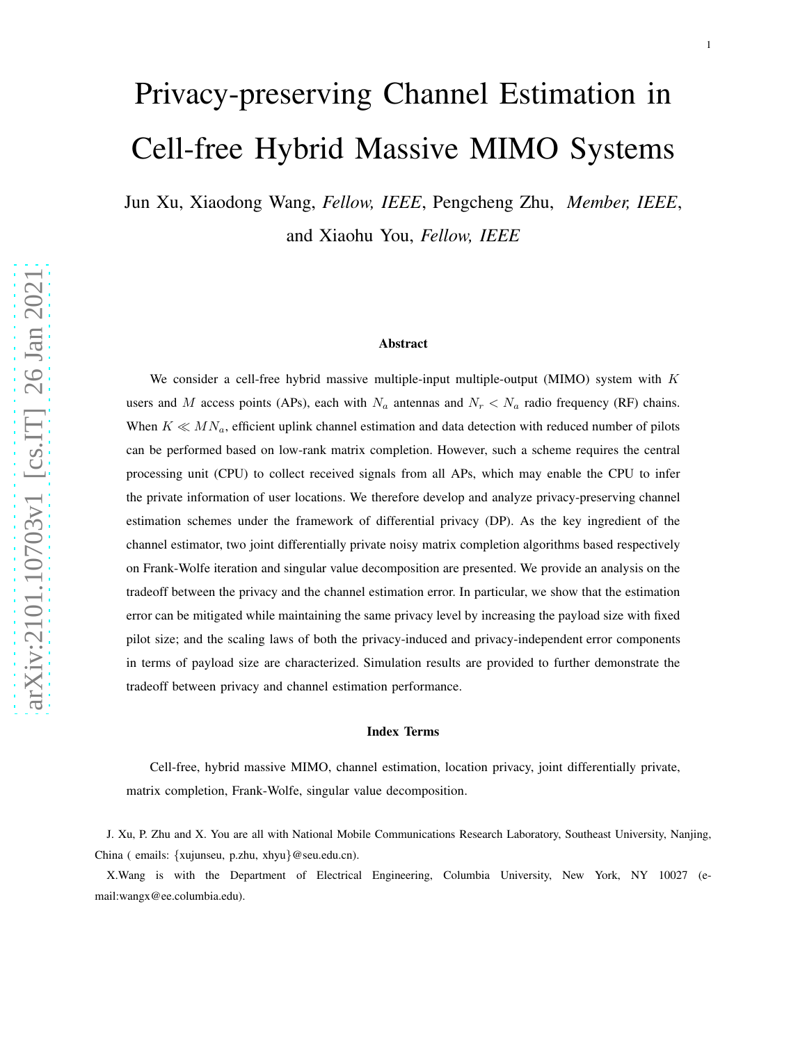# Privacy-preserving Channel Estimation in Cell-free Hybrid Massive MIMO Systems

Jun Xu, Xiaodong Wang, *Fellow, IEEE*, Pengcheng Zhu, *Member, IEEE*, and Xiaohu You, *Fellow, IEEE*

### Abstract

We consider a cell-free hybrid massive multiple-input multiple-output (MIMO) system with $K$ users and $M$ access points (APs), each with $N_a$ antennas and $N_r < N_a$ radio frequency (RF) chains. When $K \ll MN_a$, efficient uplink channel estimation and data detection with reduced number of pilots can be performed based on low-rank matrix completion. However, such a scheme requires the central processing unit (CPU) to collect received signals from all APs, which may enable the CPU to infer the private information of user locations. We therefore develop and analyze privacy-preserving channel estimation schemes under the framework of differential privacy (DP). As the key ingredient of the channel estimator, two joint differentially private noisy matrix completion algorithms based respectively on Frank-Wolfe iteration and singular value decomposition are presented. We provide an analysis on the tradeoff between the privacy and the channel estimation error. In particular, we show that the estimation error can be mitigated while maintaining the same privacy level by increasing the payload size with fixed pilot size; and the scaling laws of both the privacy-induced and privacy-independent error components in terms of payload size are characterized. Simulation results are provided to further demonstrate the tradeoff between privacy and channel estimation performance.

### Index Terms

Cell-free, hybrid massive MIMO, channel estimation, location privacy, joint differentially private, matrix completion, Frank-Wolfe, singular value decomposition.

J. Xu, P. Zhu and X. You are all with National Mobile Communications Research Laboratory, Southeast University, Nanjing, China ( emails: {xujunseu, p.zhu, xhyu}@seu.edu.cn).

X.Wang is with the Department of Electrical Engineering, Columbia University, New York, NY 10027 (e-mail:wangx@ee.columbia.edu).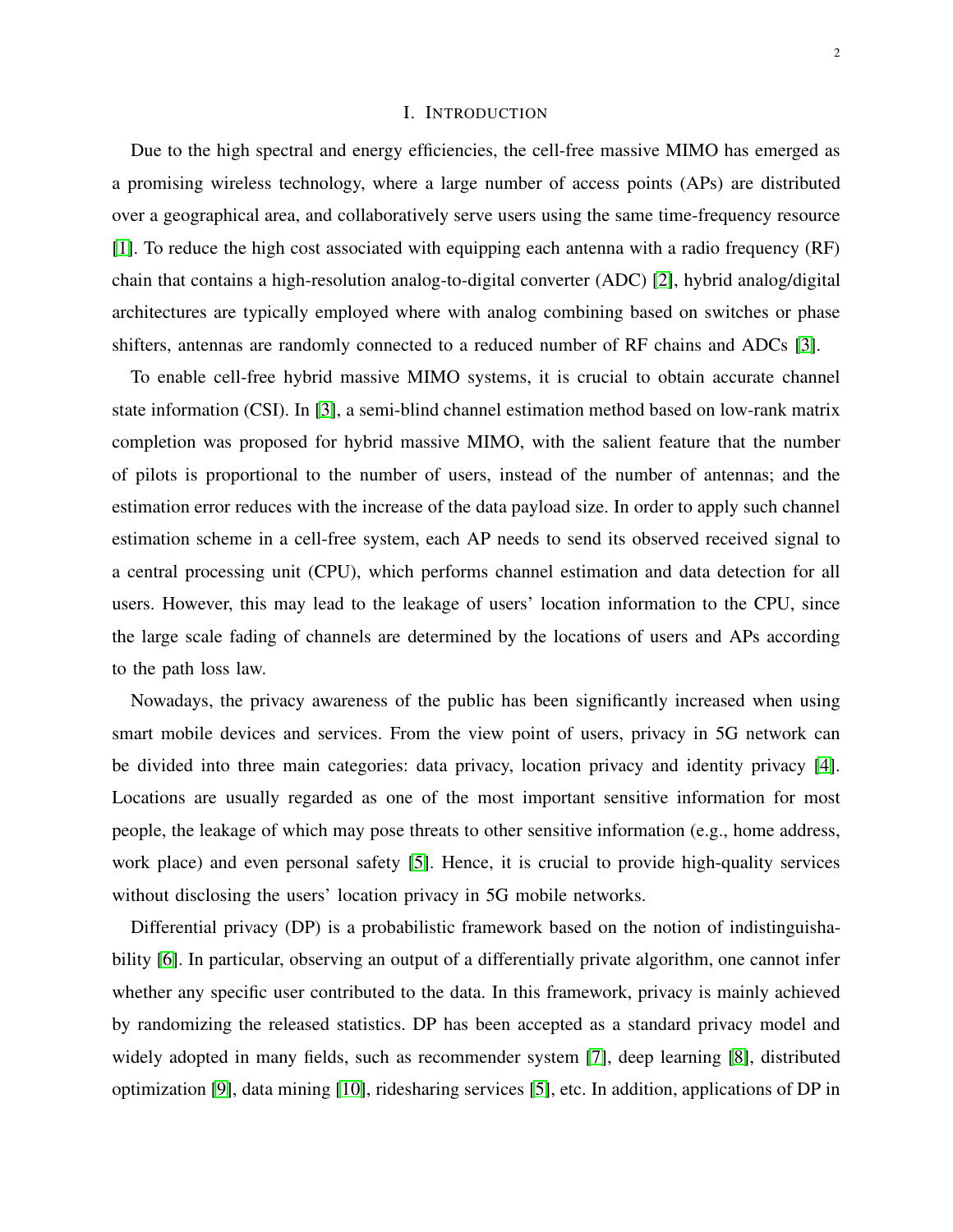# I. Introduction

Due to the high spectral and energy efficiencies, the cell-free massive MIMO has emerged as a promising wireless technology, where a large number of access points (APs) are distributed over a geographical area, and collaboratively serve users using the same time-frequency resource [1]. To reduce the high cost associated with equipping each antenna with a radio frequency (RF) chain that contains a high-resolution analog-to-digital converter (ADC) [2], hybrid analog/digital architectures are typically employed where with analog combining based on switches or phase shifters, antennas are randomly connected to a reduced number of RF chains and ADCs [3].

To enable cell-free hybrid massive MIMO systems, it is crucial to obtain accurate channel state information (CSI). In [3], a semi-blind channel estimation method based on low-rank matrix completion was proposed for hybrid massive MIMO, with the salient feature that the number of pilots is proportional to the number of users, instead of the number of antennas; and the estimation error reduces with the increase of the data payload size. In order to apply such channel estimation scheme in a cell-free system, each AP needs to send its observed received signal to a central processing unit (CPU), which performs channel estimation and data detection for all users. However, this may lead to the leakage of users' location information to the CPU, since the large scale fading of channels are determined by the locations of users and APs according to the path loss law.

Nowadays, the privacy awareness of the public has been significantly increased when using smart mobile devices and services. From the view point of users, privacy in 5G network can be divided into three main categories: data privacy, location privacy and identity privacy [4]. Locations are usually regarded as one of the most important sensitive information for most people, the leakage of which may pose threats to other sensitive information (e.g., home address, work place) and even personal safety [5]. Hence, it is crucial to provide high-quality services without disclosing the users' location privacy in 5G mobile networks.

Differential privacy (DP) is a probabilistic framework based on the notion of indistinguishability [6]. In particular, observing an output of a differentially private algorithm, one cannot infer whether any specific user contributed to the data. In this framework, privacy is mainly achieved by randomizing the released statistics. DP has been accepted as a standard privacy model and widely adopted in many fields, such as recommender system [7], deep learning [8], distributed optimization [9], data mining [10], ridesharing services [5], etc. In addition, applications of DP in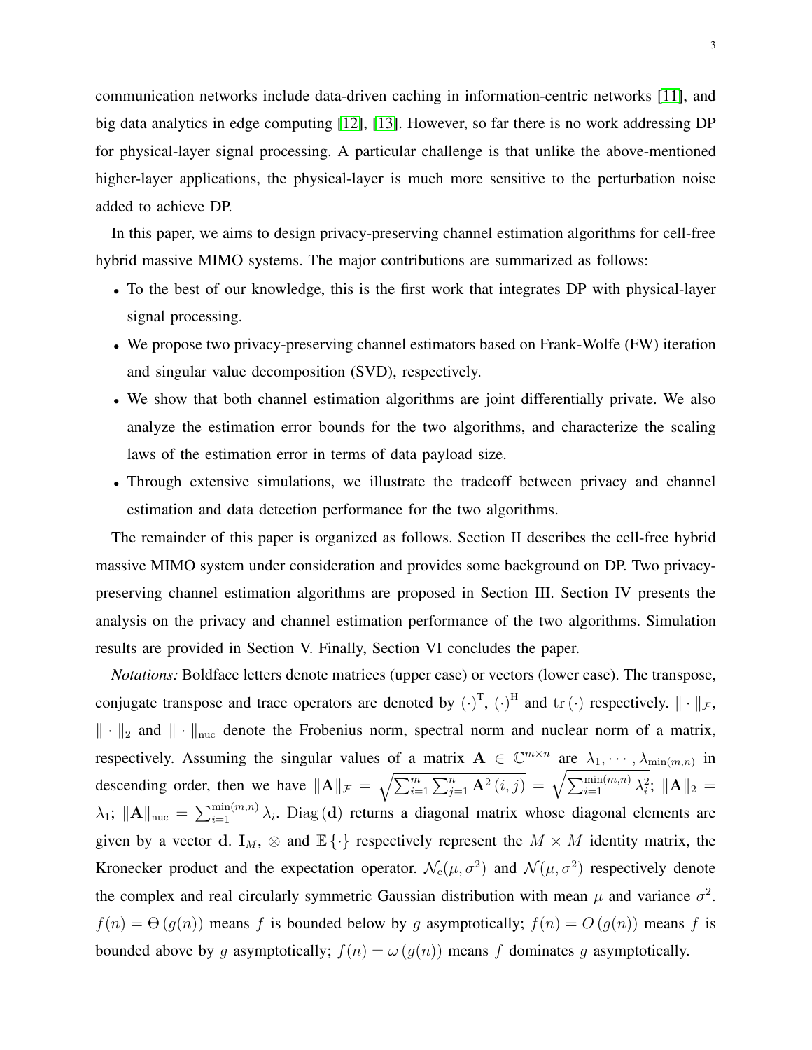communication networks include data-driven caching in information-centric networks [11], and big data analytics in edge computing [12], [13]. However, so far there is no work addressing DP for physical-layer signal processing. A particular challenge is that unlike the above-mentioned higher-layer applications, the physical-layer is much more sensitive to the perturbation noise added to achieve DP.

In this paper, we aims to design privacy-preserving channel estimation algorithms for cell-free hybrid massive MIMO systems. The major contributions are summarized as follows:

- To the best of our knowledge, this is the first work that integrates DP with physical-layer signal processing.
- We propose two privacy-preserving channel estimators based on Frank-Wolfe (FW) iteration and singular value decomposition (SVD), respectively.
- We show that both channel estimation algorithms are joint differentially private. We also analyze the estimation error bounds for the two algorithms, and characterize the scaling laws of the estimation error in terms of data payload size.
- Through extensive simulations, we illustrate the tradeoff between privacy and channel estimation and data detection performance for the two algorithms.

The remainder of this paper is organized as follows. Section II describes the cell-free hybrid massive MIMO system under consideration and provides some background on DP. Two privacy-preserving channel estimation algorithms are proposed in Section III. Section IV presents the analysis on the privacy and channel estimation performance of the two algorithms. Simulation results are provided in Section V. Finally, Section VI concludes the paper.

*Notations:* Boldface letters denote matrices (upper case) or vectors (lower case). The transpose, conjugate transpose and trace operators are denoted by $(\cdot)^{\mathrm{T}}$, $(\cdot)^{\mathrm{H}}$ and $\mathrm{tr}\,(\cdot)$ respectively. $\|\cdot\|_{\mathcal{F}}$, $\|\cdot\|_2$ and $\|\cdot\|_{\mathrm{nuc}}$ denote the Frobenius norm, spectral norm and nuclear norm of a matrix, respectively. Assuming the singular values of a matrix $\mathbf{A} \in \mathbb{C}^{m \times n}$ are $\lambda_1, \cdots, \lambda_{\min(m,n)}$ in descending order, then we have $\|\mathbf{A}\|_{\mathcal{F}} = \sqrt{\sum_{i=1}^{m}\sum_{j=1}^{n} \mathbf{A}^2\,(i,j)} = \sqrt{\sum_{i=1}^{\min(m,n)} \lambda_i^2}$; $\|\mathbf{A}\|_2 = \lambda_1$; $\|\mathbf{A}\|_{\mathrm{nuc}} = \sum_{i=1}^{\min(m,n)} \lambda_i$. $\mathrm{Diag}\,(\mathbf{d})$ returns a diagonal matrix whose diagonal elements are given by a vector $\mathbf{d}$. $\mathbf{I}_M$, $\otimes$ and $\mathbb{E}\{\cdot\}$ respectively represent the $M \times M$ identity matrix, the Kronecker product and the expectation operator. $\mathcal{N}_{\mathrm{c}}(\mu, \sigma^2)$ and $\mathcal{N}(\mu, \sigma^2)$ respectively denote the complex and real circularly symmetric Gaussian distribution with mean $\mu$ and variance $\sigma^2$. $f(n) = \Theta\,(g(n))$ means $f$ is bounded below by $g$ asymptotically; $f(n) = O\,(g(n))$ means $f$ is bounded above by $g$ asymptotically; $f(n) = \omega\,(g(n))$ means $f$ dominates $g$ asymptotically.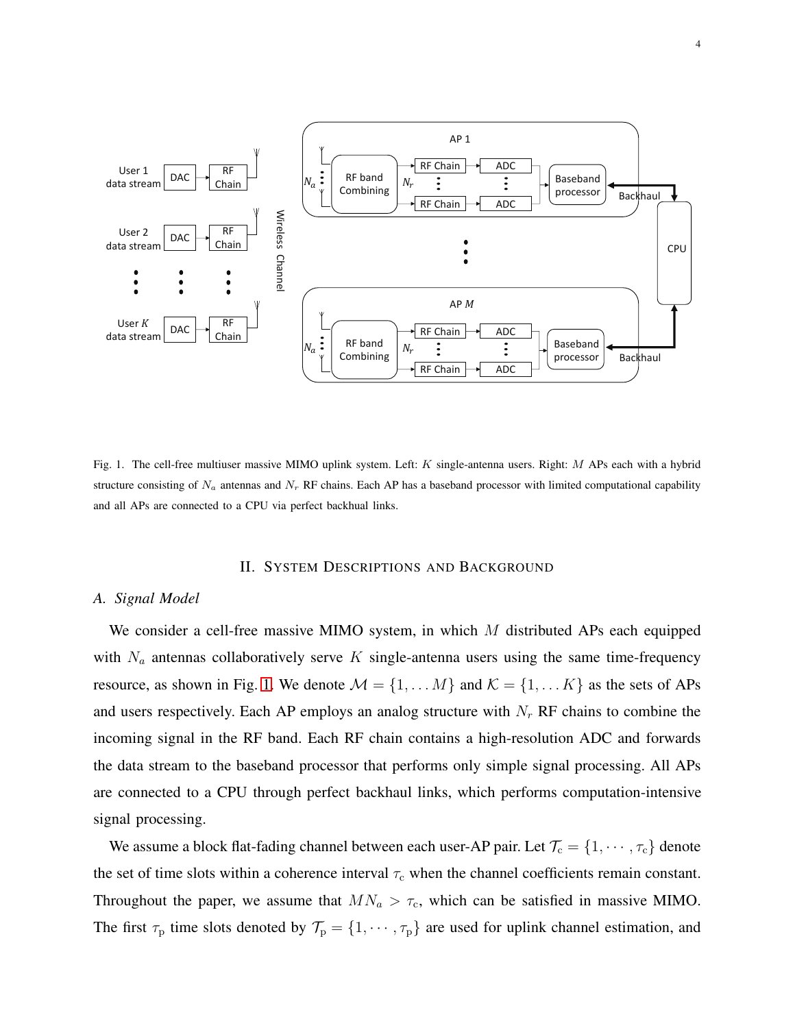Fig. 1. The cell-free multiuser massive MIMO uplink system. Left: $K$ single-antenna users. Right: $M$ APs each with a hybrid structure consisting of $N_a$ antennas and $N_r$ RF chains. Each AP has a baseband processor with limited computational capability and all APs are connected to a CPU via perfect backhual links.

## II. System Descriptions and Background

### *A. Signal Model*

We consider a cell-free massive MIMO system, in which $M$ distributed APs each equipped with $N_a$ antennas collaboratively serve $K$ single-antenna users using the same time-frequency resource, as shown in Fig. 1. We denote $\mathcal{M} = \{1, \ldots M\}$ and $\mathcal{K} = \{1, \ldots K\}$ as the sets of APs and users respectively. Each AP employs an analog structure with $N_r$ RF chains to combine the incoming signal in the RF band. Each RF chain contains a high-resolution ADC and forwards the data stream to the baseband processor that performs only simple signal processing. All APs are connected to a CPU through perfect backhaul links, which performs computation-intensive signal processing.

We assume a block flat-fading channel between each user-AP pair. Let $\mathcal{T}_\mathrm{c} = \{1, \cdots, \tau_\mathrm{c}\}$ denote the set of time slots within a coherence interval $\tau_\mathrm{c}$ when the channel coefficients remain constant. Throughout the paper, we assume that $MN_a > \tau_\mathrm{c}$, which can be satisfied in massive MIMO. The first $\tau_\mathrm{p}$ time slots denoted by $\mathcal{T}_\mathrm{p} = \{1, \cdots, \tau_\mathrm{p}\}$ are used for uplink channel estimation, and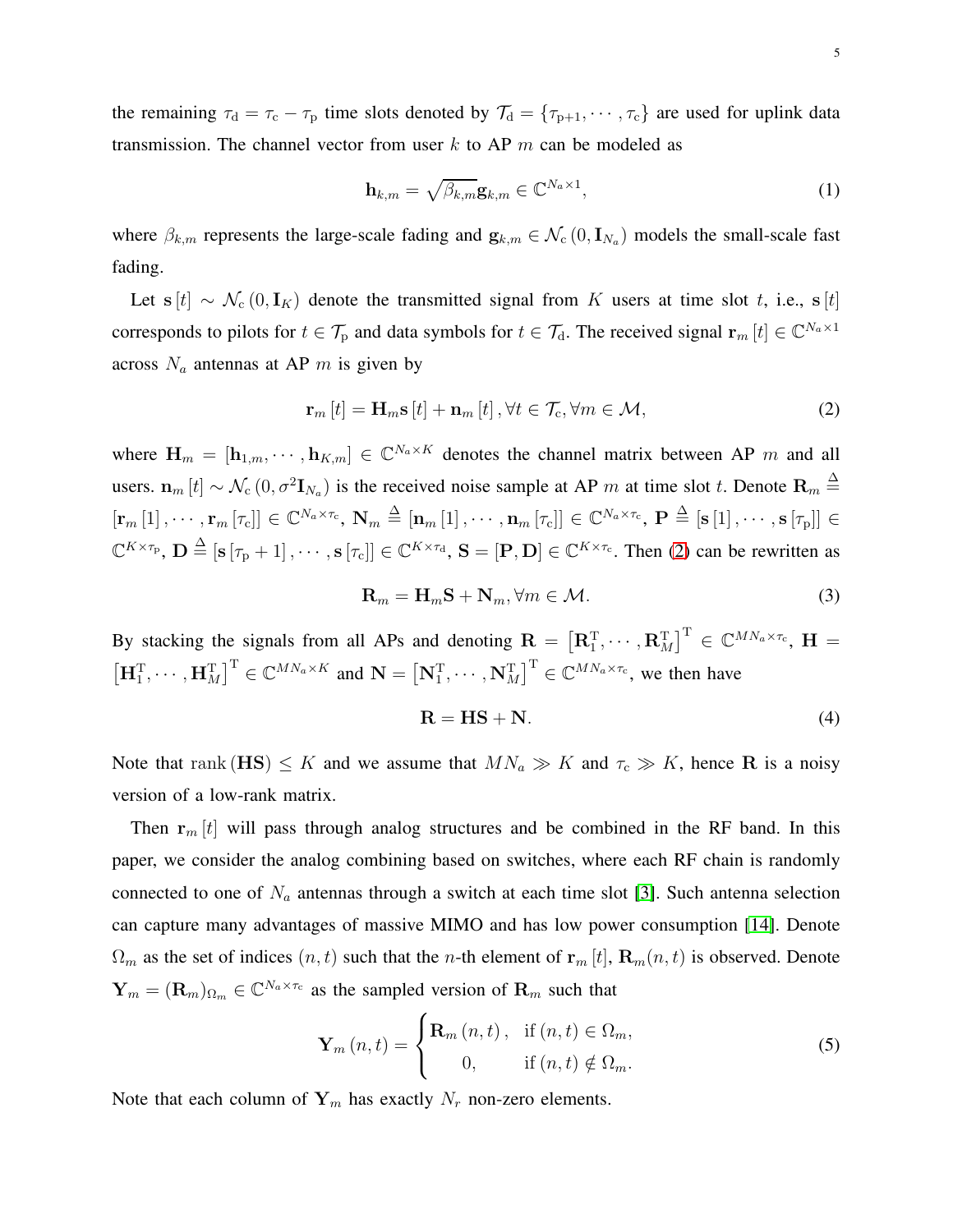the remaining $\tau_{\rm d} = \tau_{\rm c} - \tau_{\rm p}$ time slots denoted by $\mathcal{T}_{\rm d} = \{\tau_{\rm p+1}, \cdots, \tau_{\rm c}\}$ are used for uplink data transmission. The channel vector from user $k$ to AP $m$ can be modeled as

$$\mathbf{h}_{k,m} = \sqrt{\beta_{k,m}}\mathbf{g}_{k,m} \in \mathbb{C}^{N_a \times 1}, \tag{1}$$

where $\beta_{k,m}$ represents the large-scale fading and $\mathbf{g}_{k,m} \in \mathcal{N}_{\rm c}\left(0, \mathbf{I}_{N_a}\right)$ models the small-scale fast fading.

Let $\mathbf{s}\left[t\right] \sim \mathcal{N}_{\rm c}\left(0, \mathbf{I}_K\right)$ denote the transmitted signal from $K$ users at time slot $t$, i.e., $\mathbf{s}\left[t\right]$ corresponds to pilots for $t \in \mathcal{T}_{\rm p}$ and data symbols for $t \in \mathcal{T}_{\rm d}$. The received signal $\mathbf{r}_m\left[t\right] \in \mathbb{C}^{N_a \times 1}$ across $N_a$ antennas at AP $m$ is given by

$$\mathbf{r}_m\left[t\right] = \mathbf{H}_m \mathbf{s}\left[t\right] + \mathbf{n}_m\left[t\right], \forall t \in \mathcal{T}_{\rm c}, \forall m \in \mathcal{M}, \tag{2}$$

where $\mathbf{H}_m = \left[\mathbf{h}_{1,m}, \cdots, \mathbf{h}_{K,m}\right] \in \mathbb{C}^{N_a \times K}$ denotes the channel matrix between AP $m$ and all users. $\mathbf{n}_m\left[t\right] \sim \mathcal{N}_{\rm c}\left(0, \sigma^2 \mathbf{I}_{N_a}\right)$ is the received noise sample at AP $m$ at time slot $t$. Denote $\mathbf{R}_m \triangleq \left[\mathbf{r}_m\left[1\right], \cdots, \mathbf{r}_m\left[\tau_{\rm c}\right]\right] \in \mathbb{C}^{N_a \times \tau_{\rm c}}$, $\mathbf{N}_m \triangleq \left[\mathbf{n}_m\left[1\right], \cdots, \mathbf{n}_m\left[\tau_{\rm c}\right]\right] \in \mathbb{C}^{N_a \times \tau_{\rm c}}$, $\mathbf{P} \triangleq \left[\mathbf{s}\left[1\right], \cdots, \mathbf{s}\left[\tau_{\rm p}\right]\right] \in \mathbb{C}^{K \times \tau_{\rm p}}$, $\mathbf{D} \triangleq \left[\mathbf{s}\left[\tau_{\rm p}+1\right], \cdots, \mathbf{s}\left[\tau_{\rm c}\right]\right] \in \mathbb{C}^{K \times \tau_{\rm d}}$, $\mathbf{S} = \left[\mathbf{P}, \mathbf{D}\right] \in \mathbb{C}^{K \times \tau_{\rm c}}$. Then (2) can be rewritten as

$$\mathbf{R}_m = \mathbf{H}_m \mathbf{S} + \mathbf{N}_m, \forall m \in \mathcal{M}. \tag{3}$$

By stacking the signals from all APs and denoting $\mathbf{R} = \left[\mathbf{R}_1^{\rm T}, \cdots, \mathbf{R}_M^{\rm T}\right]^{\rm T} \in \mathbb{C}^{MN_a \times \tau_{\rm c}}$, $\mathbf{H} = \left[\mathbf{H}_1^{\rm T}, \cdots, \mathbf{H}_M^{\rm T}\right]^{\rm T} \in \mathbb{C}^{MN_a \times K}$ and $\mathbf{N} = \left[\mathbf{N}_1^{\rm T}, \cdots, \mathbf{N}_M^{\rm T}\right]^{\rm T} \in \mathbb{C}^{MN_a \times \tau_{\rm c}}$, we then have

$$\mathbf{R} = \mathbf{H}\mathbf{S} + \mathbf{N}. \tag{4}$$

Note that $\operatorname{rank}\left(\mathbf{H}\mathbf{S}\right) \leq K$ and we assume that $MN_a \gg K$ and $\tau_{\rm c} \gg K$, hence $\mathbf{R}$ is a noisy version of a low-rank matrix.

Then $\mathbf{r}_m\left[t\right]$ will pass through analog structures and be combined in the RF band. In this paper, we consider the analog combining based on switches, where each RF chain is randomly connected to one of $N_a$ antennas through a switch at each time slot [3]. Such antenna selection can capture many advantages of massive MIMO and has low power consumption [14]. Denote $\Omega_m$ as the set of indices $(n, t)$ such that the $n$-th element of $\mathbf{r}_m\left[t\right]$, $\mathbf{R}_m(n, t)$ is observed. Denote $\mathbf{Y}_m = \left(\mathbf{R}_m\right)_{\Omega_m} \in \mathbb{C}^{N_a \times \tau_{\rm c}}$ as the sampled version of $\mathbf{R}_m$ such that

$$\mathbf{Y}_m\left(n, t\right) = \begin{cases} \mathbf{R}_m\left(n, t\right), & \text{if } (n, t) \in \Omega_m, \\ 0, & \text{if } (n, t) \notin \Omega_m. \end{cases} \tag{5}$$

Note that each column of $\mathbf{Y}_m$ has exactly $N_r$ non-zero elements.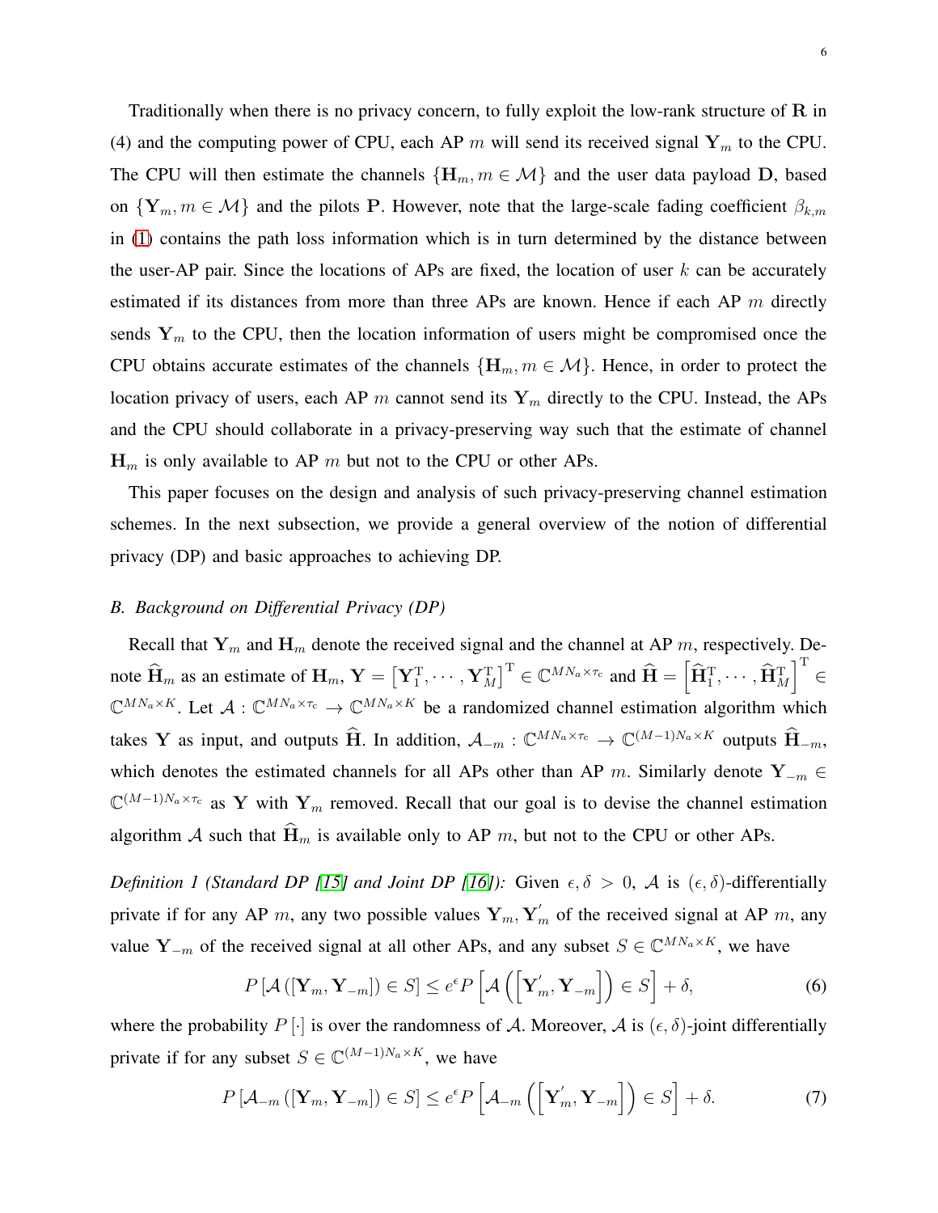Traditionally when there is no privacy concern, to fully exploit the low-rank structure of $\mathbf{R}$ in (4) and the computing power of CPU, each AP $m$ will send its received signal $\mathbf{Y}_m$ to the CPU. The CPU will then estimate the channels $\{\mathbf{H}_m, m \in \mathcal{M}\}$ and the user data payload $\mathbf{D}$, based on $\{\mathbf{Y}_m, m \in \mathcal{M}\}$ and the pilots $\mathbf{P}$. However, note that the large-scale fading coefficient $\beta_{k,m}$ in (1) contains the path loss information which is in turn determined by the distance between the user-AP pair. Since the locations of APs are fixed, the location of user $k$ can be accurately estimated if its distances from more than three APs are known. Hence if each AP $m$ directly sends $\mathbf{Y}_m$ to the CPU, then the location information of users might be compromised once the CPU obtains accurate estimates of the channels $\{\mathbf{H}_m, m \in \mathcal{M}\}$. Hence, in order to protect the location privacy of users, each AP $m$ cannot send its $\mathbf{Y}_m$ directly to the CPU. Instead, the APs and the CPU should collaborate in a privacy-preserving way such that the estimate of channel $\mathbf{H}_m$ is only available to AP $m$ but not to the CPU or other APs.

This paper focuses on the design and analysis of such privacy-preserving channel estimation schemes. In the next subsection, we provide a general overview of the notion of differential privacy (DP) and basic approaches to achieving DP.

### *B. Background on Differential Privacy (DP)*

Recall that $\mathbf{Y}_m$ and $\mathbf{H}_m$ denote the received signal and the channel at AP $m$, respectively. Denote $\widehat{\mathbf{H}}_m$ as an estimate of $\mathbf{H}_m$, $\mathbf{Y} = \left[\mathbf{Y}_1^{\mathrm{T}}, \cdots, \mathbf{Y}_M^{\mathrm{T}}\right]^{\mathrm{T}} \in \mathbb{C}^{MN_a \times \tau_c}$ and $\widehat{\mathbf{H}} = \left[\widehat{\mathbf{H}}_1^{\mathrm{T}}, \cdots, \widehat{\mathbf{H}}_M^{\mathrm{T}}\right]^{\mathrm{T}} \in \mathbb{C}^{MN_a \times K}$. Let $\mathcal{A} : \mathbb{C}^{MN_a \times \tau_c} \to \mathbb{C}^{MN_a \times K}$ be a randomized channel estimation algorithm which takes $\mathbf{Y}$ as input, and outputs $\widehat{\mathbf{H}}$. In addition, $\mathcal{A}_{-m} : \mathbb{C}^{MN_a \times \tau_c} \to \mathbb{C}^{(M-1)N_a \times K}$ outputs $\widehat{\mathbf{H}}_{-m}$, which denotes the estimated channels for all APs other than AP $m$. Similarly denote $\mathbf{Y}_{-m} \in \mathbb{C}^{(M-1)N_a \times \tau_c}$ as $\mathbf{Y}$ with $\mathbf{Y}_m$ removed. Recall that our goal is to devise the channel estimation algorithm $\mathcal{A}$ such that $\widehat{\mathbf{H}}_m$ is available only to AP $m$, but not to the CPU or other APs.

*Definition 1 (Standard DP [15] and Joint DP [16]):* Given $\epsilon, \delta > 0$, $\mathcal{A}$ is $(\epsilon, \delta)$-differentially private if for any AP $m$, any two possible values $\mathbf{Y}_m, \mathbf{Y}_m^{'}$ of the received signal at AP $m$, any value $\mathbf{Y}_{-m}$ of the received signal at all other APs, and any subset $S \in \mathbb{C}^{MN_a \times K}$, we have

$$P\left[\mathcal{A}\left([\mathbf{Y}_m, \mathbf{Y}_{-m}]\right) \in S\right] \leq e^{\epsilon} P\left[\mathcal{A}\left(\left[\mathbf{Y}_m^{'}, \mathbf{Y}_{-m}\right]\right) \in S\right] + \delta, \tag{6}$$

where the probability $P[\cdot]$ is over the randomness of $\mathcal{A}$. Moreover, $\mathcal{A}$ is $(\epsilon, \delta)$-joint differentially private if for any subset $S \in \mathbb{C}^{(M-1)N_a \times K}$, we have

$$P\left[\mathcal{A}_{-m}\left([\mathbf{Y}_m, \mathbf{Y}_{-m}]\right) \in S\right] \leq e^{\epsilon} P\left[\mathcal{A}_{-m}\left(\left[\mathbf{Y}_m^{'}, \mathbf{Y}_{-m}\right]\right) \in S\right] + \delta. \tag{7}$$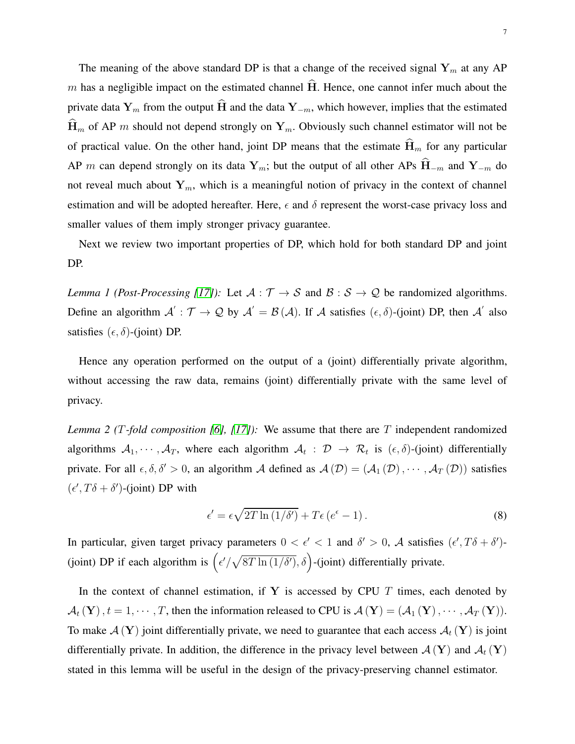The meaning of the above standard DP is that a change of the received signal $\mathbf{Y}_m$ at any AP $m$ has a negligible impact on the estimated channel $\widehat{\mathbf{H}}$. Hence, one cannot infer much about the private data $\mathbf{Y}_m$ from the output $\widehat{\mathbf{H}}$ and the data $\mathbf{Y}_{-m}$, which however, implies that the estimated $\widehat{\mathbf{H}}_m$ of AP $m$ should not depend strongly on $\mathbf{Y}_m$. Obviously such channel estimator will not be of practical value. On the other hand, joint DP means that the estimate $\widehat{\mathbf{H}}_m$ for any particular AP $m$ can depend strongly on its data $\mathbf{Y}_m$; but the output of all other APs $\widehat{\mathbf{H}}_{-m}$ and $\mathbf{Y}_{-m}$ do not reveal much about $\mathbf{Y}_m$, which is a meaningful notion of privacy in the context of channel estimation and will be adopted hereafter. Here, $\epsilon$ and $\delta$ represent the worst-case privacy loss and smaller values of them imply stronger privacy guarantee.

Next we review two important properties of DP, which hold for both standard DP and joint DP.

*Lemma 1 (Post-Processing [17]):* Let $\mathcal{A} : \mathcal{T} \to \mathcal{S}$ and $\mathcal{B} : \mathcal{S} \to \mathcal{Q}$ be randomized algorithms. Define an algorithm $\mathcal{A}' : \mathcal{T} \to \mathcal{Q}$ by $\mathcal{A}' = \mathcal{B}(\mathcal{A})$. If $\mathcal{A}$ satisfies $(\epsilon, \delta)$-(joint) DP, then $\mathcal{A}'$ also satisfies $(\epsilon, \delta)$-(joint) DP.

Hence any operation performed on the output of a (joint) differentially private algorithm, without accessing the raw data, remains (joint) differentially private with the same level of privacy.

*Lemma 2 ($T$-fold composition [6], [17]):* We assume that there are $T$ independent randomized algorithms $\mathcal{A}_1, \cdots, \mathcal{A}_T$, where each algorithm $\mathcal{A}_t : \mathcal{D} \to \mathcal{R}_t$ is $(\epsilon, \delta)$-(joint) differentially private. For all $\epsilon, \delta, \delta' > 0$, an algorithm $\mathcal{A}$ defined as $\mathcal{A}(\mathcal{D}) = (\mathcal{A}_1(\mathcal{D}), \cdots, \mathcal{A}_T(\mathcal{D}))$ satisfies $(\epsilon', T\delta + \delta')$-(joint) DP with

$$\epsilon' = \epsilon\sqrt{2T\ln(1/\delta')} + T\epsilon(e^{\epsilon} - 1). \tag{8}$$

In particular, given target privacy parameters $0 < \epsilon' < 1$ and $\delta' > 0$, $\mathcal{A}$ satisfies $(\epsilon', T\delta + \delta')$-(joint) DP if each algorithm is $\left(\epsilon'/\sqrt{8T\ln(1/\delta')}, \delta\right)$-(joint) differentially private.

In the context of channel estimation, if $\mathbf{Y}$ is accessed by CPU $T$ times, each denoted by $\mathcal{A}_t(\mathbf{Y}), t = 1, \cdots, T$, then the information released to CPU is $\mathcal{A}(\mathbf{Y}) = (\mathcal{A}_1(\mathbf{Y}), \cdots, \mathcal{A}_T(\mathbf{Y}))$. To make $\mathcal{A}(\mathbf{Y})$ joint differentially private, we need to guarantee that each access $\mathcal{A}_t(\mathbf{Y})$ is joint differentially private. In addition, the difference in the privacy level between $\mathcal{A}(\mathbf{Y})$ and $\mathcal{A}_t(\mathbf{Y})$ stated in this lemma will be useful in the design of the privacy-preserving channel estimator.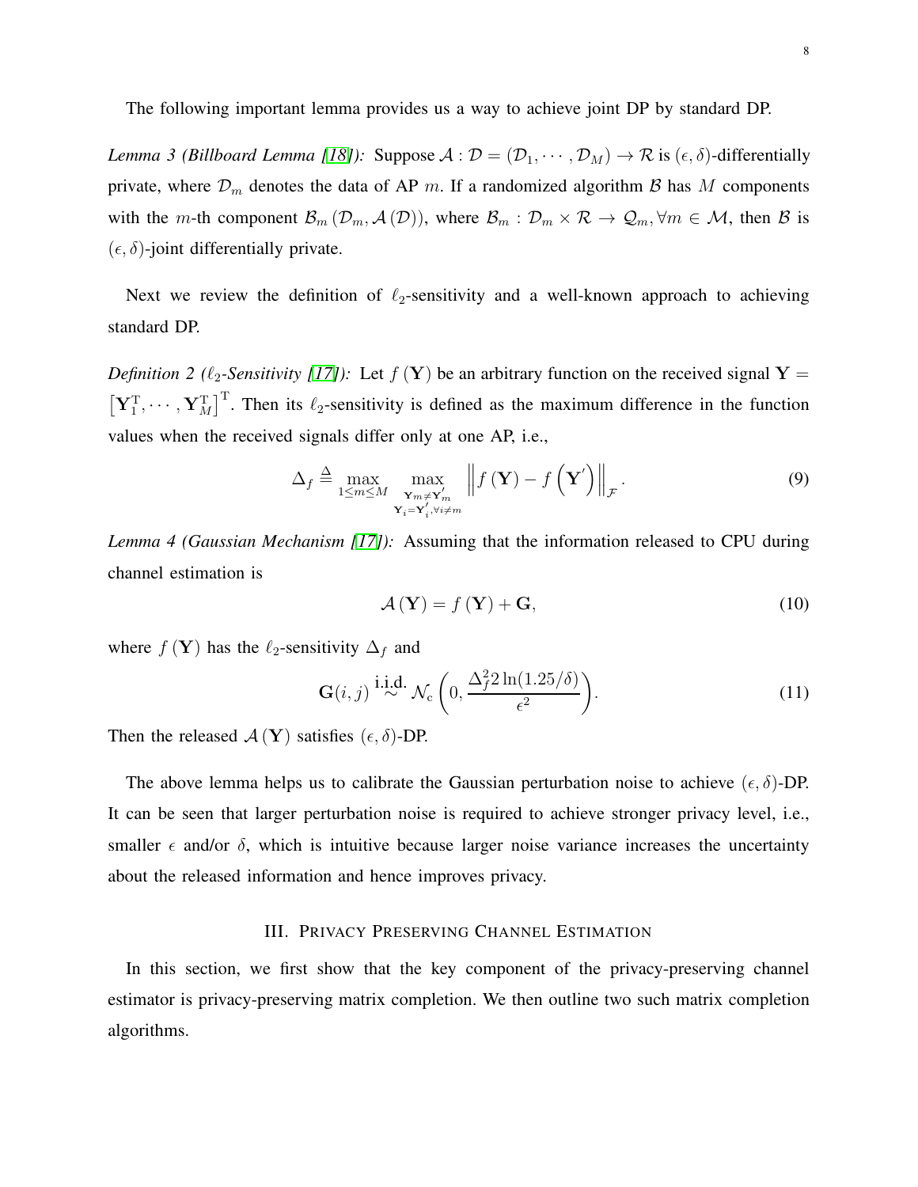The following important lemma provides us a way to achieve joint DP by standard DP.

*Lemma 3 (Billboard Lemma [18]):* Suppose $\mathcal{A} : \mathcal{D} = (\mathcal{D}_1, \cdots, \mathcal{D}_M) \to \mathcal{R}$ is $(\epsilon, \delta)$-differentially private, where $\mathcal{D}_m$ denotes the data of AP $m$. If a randomized algorithm $\mathcal{B}$ has $M$ components with the $m$-th component $\mathcal{B}_m (\mathcal{D}_m, \mathcal{A}(\mathcal{D}))$, where $\mathcal{B}_m : \mathcal{D}_m \times \mathcal{R} \to \mathcal{Q}_m, \forall m \in \mathcal{M}$, then $\mathcal{B}$ is $(\epsilon, \delta)$-joint differentially private.

Next we review the definition of $\ell_2$-sensitivity and a well-known approach to achieving standard DP.

*Definition 2 ($\ell_2$-Sensitivity [17]):* Let $f(\mathbf{Y})$ be an arbitrary function on the received signal $\mathbf{Y} = \left[\mathbf{Y}_1^{\mathrm{T}}, \cdots, \mathbf{Y}_M^{\mathrm{T}}\right]^{\mathrm{T}}$. Then its $\ell_2$-sensitivity is defined as the maximum difference in the function values when the received signals differ only at one AP, i.e.,

$$\Delta_f \triangleq \max_{1 \le m \le M} \max_{\substack{\mathbf{Y}_m \neq \mathbf{Y}_m^{'} \\ \mathbf{Y}_i = \mathbf{Y}_i^{'}, \forall i \neq m}} \left\| f(\mathbf{Y}) - f\left(\mathbf{Y}^{'}\right) \right\|_{\mathcal{F}}. \tag{9}$$

*Lemma 4 (Gaussian Mechanism [17]):* Assuming that the information released to CPU during channel estimation is

$$\mathcal{A}(\mathbf{Y}) = f(\mathbf{Y}) + \mathbf{G}, \tag{10}$$

where $f(\mathbf{Y})$ has the $\ell_2$-sensitivity $\Delta_f$ and

$$\mathbf{G}(i,j) \overset{\text{i.i.d.}}{\sim} \mathcal{N}_{\mathrm{c}}\left(0, \frac{\Delta_f^2 2\ln(1.25/\delta)}{\epsilon^2}\right). \tag{11}$$

Then the released $\mathcal{A}(\mathbf{Y})$ satisfies $(\epsilon, \delta)$-DP.

The above lemma helps us to calibrate the Gaussian perturbation noise to achieve $(\epsilon, \delta)$-DP. It can be seen that larger perturbation noise is required to achieve stronger privacy level, i.e., smaller $\epsilon$ and/or $\delta$, which is intuitive because larger noise variance increases the uncertainty about the released information and hence improves privacy.

## III. Privacy Preserving Channel Estimation

In this section, we first show that the key component of the privacy-preserving channel estimator is privacy-preserving matrix completion. We then outline two such matrix completion algorithms.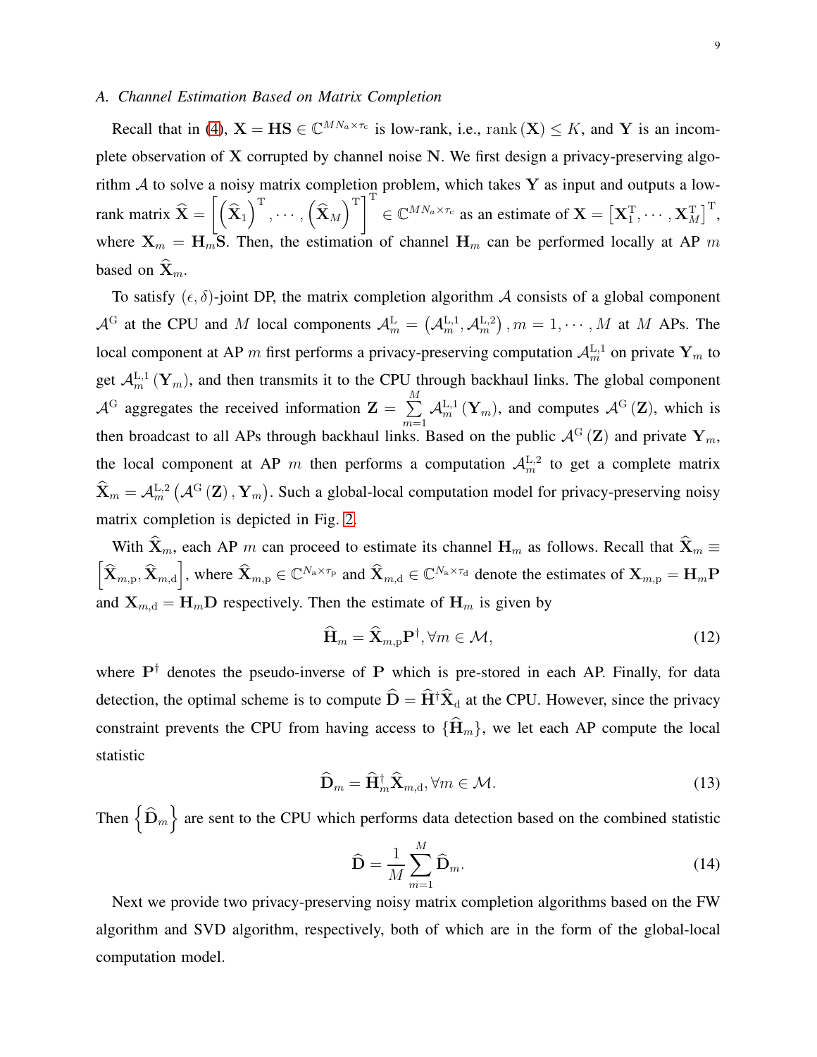### A. Channel Estimation Based on Matrix Completion

Recall that in (4), $\mathbf{X} = \mathbf{HS} \in \mathbb{C}^{MN_a \times \tau_c}$ is low-rank, i.e., $\mathrm{rank}(\mathbf{X}) \leq K$, and $\mathbf{Y}$ is an incomplete observation of $\mathbf{X}$ corrupted by channel noise $\mathbf{N}$. We first design a privacy-preserving algorithm $\mathcal{A}$ to solve a noisy matrix completion problem, which takes $\mathbf{Y}$ as input and outputs a low-rank matrix $\widehat{\mathbf{X}} = \left[\left(\widehat{\mathbf{X}}_1\right)^{\mathrm{T}}, \cdots, \left(\widehat{\mathbf{X}}_M\right)^{\mathrm{T}}\right]^{\mathrm{T}} \in \mathbb{C}^{MN_a \times \tau_c}$ as an estimate of $\mathbf{X} = \left[\mathbf{X}_1^{\mathrm{T}}, \cdots, \mathbf{X}_M^{\mathrm{T}}\right]^{\mathrm{T}}$, where $\mathbf{X}_m = \mathbf{H}_m\mathbf{S}$. Then, the estimation of channel $\mathbf{H}_m$ can be performed locally at AP $m$ based on $\widehat{\mathbf{X}}_m$.

To satisfy $(\epsilon, \delta)$-joint DP, the matrix completion algorithm $\mathcal{A}$ consists of a global component $\mathcal{A}^{\mathrm{G}}$ at the CPU and $M$ local components $\mathcal{A}_m^{\mathrm{L}} = \left(\mathcal{A}_m^{\mathrm{L},1}, \mathcal{A}_m^{\mathrm{L},2}\right), m = 1, \cdots, M$ at $M$ APs. The local component at AP $m$ first performs a privacy-preserving computation $\mathcal{A}_m^{\mathrm{L},1}$ on private $\mathbf{Y}_m$ to get $\mathcal{A}_m^{\mathrm{L},1}(\mathbf{Y}_m)$, and then transmits it to the CPU through backhaul links. The global component $\mathcal{A}^{\mathrm{G}}$ aggregates the received information $\mathbf{Z} = \sum_{m=1}^{M} \mathcal{A}_m^{\mathrm{L},1}(\mathbf{Y}_m)$, and computes $\mathcal{A}^{\mathrm{G}}(\mathbf{Z})$, which is then broadcast to all APs through backhaul links. Based on the public $\mathcal{A}^{\mathrm{G}}(\mathbf{Z})$ and private $\mathbf{Y}_m$, the local component at AP $m$ then performs a computation $\mathcal{A}_m^{\mathrm{L},2}$ to get a complete matrix $\widehat{\mathbf{X}}_m = \mathcal{A}_m^{\mathrm{L},2}\left(\mathcal{A}^{\mathrm{G}}(\mathbf{Z}), \mathbf{Y}_m\right)$. Such a global-local computation model for privacy-preserving noisy matrix completion is depicted in Fig. 2.

With $\widehat{\mathbf{X}}_m$, each AP $m$ can proceed to estimate its channel $\mathbf{H}_m$ as follows. Recall that $\widehat{\mathbf{X}}_m \equiv \left[\widehat{\mathbf{X}}_{m,\mathrm{p}}, \widehat{\mathbf{X}}_{m,\mathrm{d}}\right]$, where $\widehat{\mathbf{X}}_{m,\mathrm{p}} \in \mathbb{C}^{N_a \times \tau_{\mathrm{p}}}$ and $\widehat{\mathbf{X}}_{m,\mathrm{d}} \in \mathbb{C}^{N_a \times \tau_{\mathrm{d}}}$ denote the estimates of $\mathbf{X}_{m,\mathrm{p}} = \mathbf{H}_m\mathbf{P}$ and $\mathbf{X}_{m,\mathrm{d}} = \mathbf{H}_m\mathbf{D}$ respectively. Then the estimate of $\mathbf{H}_m$ is given by

$$\widehat{\mathbf{H}}_m = \widehat{\mathbf{X}}_{m,\mathrm{p}}\mathbf{P}^{\dagger}, \forall m \in \mathcal{M}, \tag{12}$$

where $\mathbf{P}^{\dagger}$ denotes the pseudo-inverse of $\mathbf{P}$ which is pre-stored in each AP. Finally, for data detection, the optimal scheme is to compute $\widehat{\mathbf{D}} = \widehat{\mathbf{H}}^{\dagger}\widehat{\mathbf{X}}_{\mathrm{d}}$ at the CPU. However, since the privacy constraint prevents the CPU from having access to $\{\widehat{\mathbf{H}}_m\}$, we let each AP compute the local statistic

$$\widehat{\mathbf{D}}_m = \widehat{\mathbf{H}}_m^{\dagger}\widehat{\mathbf{X}}_{m,\mathrm{d}}, \forall m \in \mathcal{M}. \tag{13}$$

Then $\left\{\widehat{\mathbf{D}}_m\right\}$ are sent to the CPU which performs data detection based on the combined statistic

$$\widehat{\mathbf{D}} = \frac{1}{M}\sum_{m=1}^{M} \widehat{\mathbf{D}}_m. \tag{14}$$

Next we provide two privacy-preserving noisy matrix completion algorithms based on the FW algorithm and SVD algorithm, respectively, both of which are in the form of the global-local computation model.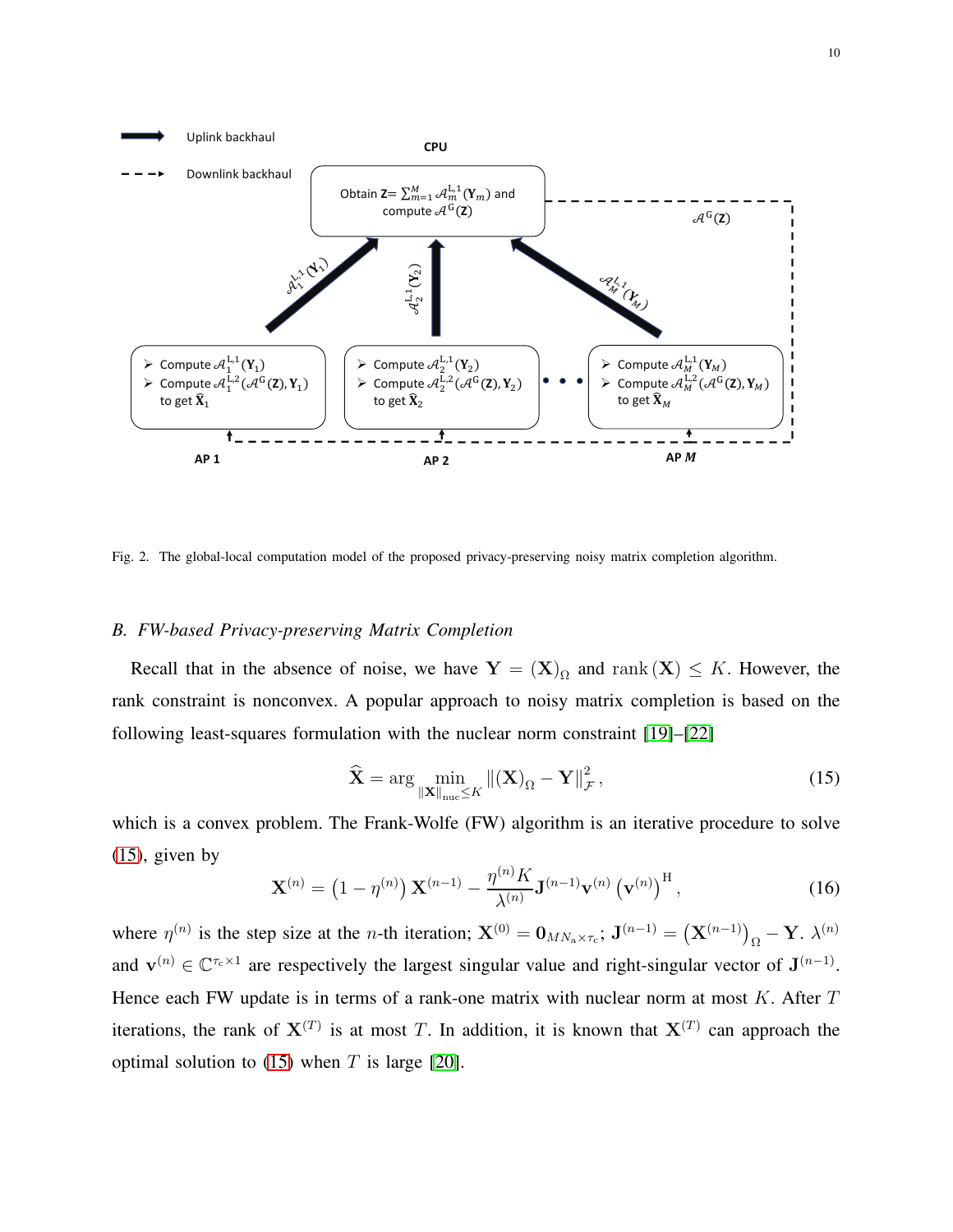Fig. 2. The global-local computation model of the proposed privacy-preserving noisy matrix completion algorithm.

### B. FW-based Privacy-preserving Matrix Completion

Recall that in the absence of noise, we have $\mathbf{Y} = (\mathbf{X})_\Omega$ and $\mathrm{rank}\,(\mathbf{X}) \leq K$. However, the rank constraint is nonconvex. A popular approach to noisy matrix completion is based on the following least-squares formulation with the nuclear norm constraint [19]–[22]

$$\widehat{\mathbf{X}} = \arg \min_{\|\mathbf{X}\|_{\mathrm{nuc}} \leq K} \|(\mathbf{X})_\Omega - \mathbf{Y}\|_{\mathcal{F}}^2, \tag{15}$$

which is a convex problem. The Frank-Wolfe (FW) algorithm is an iterative procedure to solve (15), given by

$$\mathbf{X}^{(n)} = \left(1 - \eta^{(n)}\right) \mathbf{X}^{(n-1)} - \frac{\eta^{(n)} K}{\lambda^{(n)}} \mathbf{J}^{(n-1)} \mathbf{v}^{(n)} \left(\mathbf{v}^{(n)}\right)^{\mathrm{H}}, \tag{16}$$

where $\eta^{(n)}$ is the step size at the $n$-th iteration; $\mathbf{X}^{(0)} = \mathbf{0}_{MN_{\mathrm{a}} \times \tau_{\mathrm{c}}}$; $\mathbf{J}^{(n-1)} = \left(\mathbf{X}^{(n-1)}\right)_\Omega - \mathbf{Y}$. $\lambda^{(n)}$ and $\mathbf{v}^{(n)} \in \mathbb{C}^{\tau_{\mathrm{c}} \times 1}$ are respectively the largest singular value and right-singular vector of $\mathbf{J}^{(n-1)}$. Hence each FW update is in terms of a rank-one matrix with nuclear norm at most $K$. After $T$ iterations, the rank of $\mathbf{X}^{(T)}$ is at most $T$. In addition, it is known that $\mathbf{X}^{(T)}$ can approach the optimal solution to (15) when $T$ is large [20].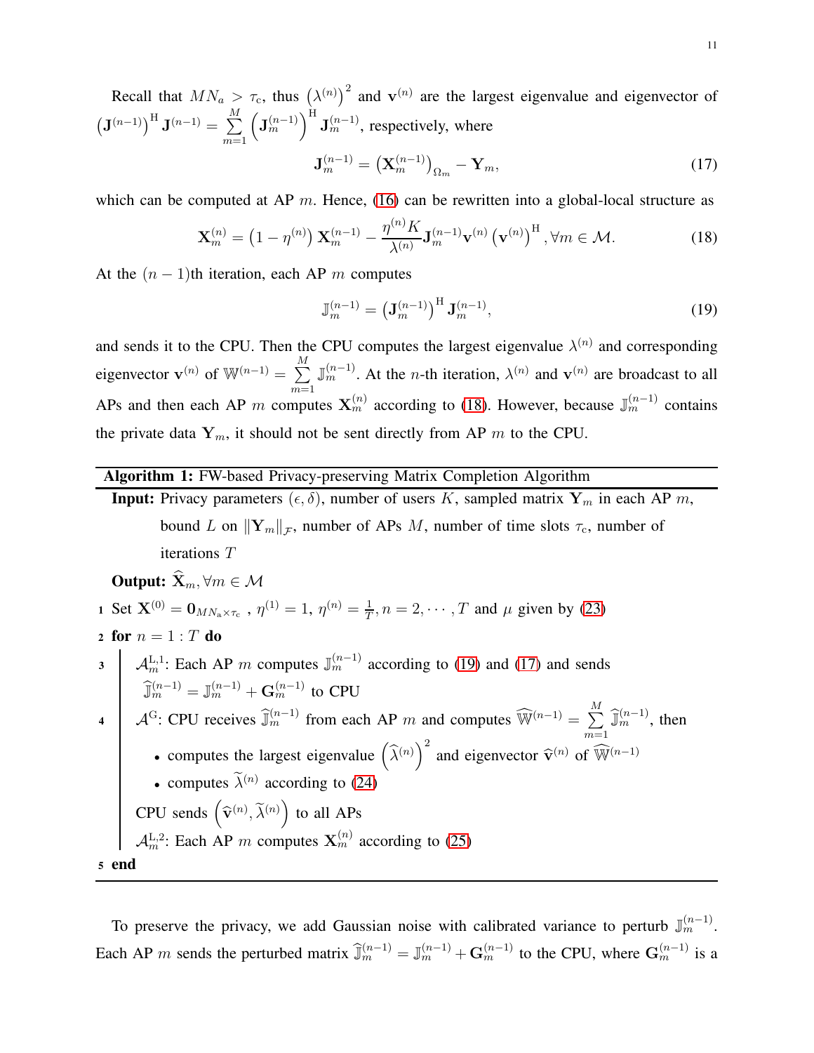Recall that $MN_a > \tau_c$, thus $\left(\lambda^{(n)}\right)^2$ and $\mathbf{v}^{(n)}$ are the largest eigenvalue and eigenvector of $\left(\mathbf{J}^{(n-1)}\right)^{\mathrm{H}} \mathbf{J}^{(n-1)} = \sum_{m=1}^{M} \left(\mathbf{J}_m^{(n-1)}\right)^{\mathrm{H}} \mathbf{J}_m^{(n-1)}$, respectively, where

$$\mathbf{J}_m^{(n-1)} = \left(\mathbf{X}_m^{(n-1)}\right)_{\Omega_m} - \mathbf{Y}_m, \tag{17}$$

which can be computed at AP $m$. Hence, (16) can be rewritten into a global-local structure as

$$\mathbf{X}_m^{(n)} = \left(1 - \eta^{(n)}\right) \mathbf{X}_m^{(n-1)} - \frac{\eta^{(n)} K}{\lambda^{(n)}} \mathbf{J}_m^{(n-1)} \mathbf{v}^{(n)} \left(\mathbf{v}^{(n)}\right)^{\mathrm{H}}, \forall m \in \mathcal{M}. \tag{18}$$

At the $(n-1)$th iteration, each AP $m$ computes

$$\mathbb{J}_m^{(n-1)} = \left(\mathbf{J}_m^{(n-1)}\right)^{\mathrm{H}} \mathbf{J}_m^{(n-1)}, \tag{19}$$

and sends it to the CPU. Then the CPU computes the largest eigenvalue $\lambda^{(n)}$ and corresponding eigenvector $\mathbf{v}^{(n)}$ of $\mathbb{W}^{(n-1)} = \sum_{m=1}^{M} \mathbb{J}_m^{(n-1)}$. At the $n$-th iteration, $\lambda^{(n)}$ and $\mathbf{v}^{(n)}$ are broadcast to all APs and then each AP $m$ computes $\mathbf{X}_m^{(n)}$ according to (18). However, because $\mathbb{J}_m^{(n-1)}$ contains the private data $\mathbf{Y}_m$, it should not be sent directly from AP $m$ to the CPU.

---

**Algorithm 1:** FW-based Privacy-preserving Matrix Completion Algorithm

---

**Input:** Privacy parameters $(\epsilon, \delta)$, number of users $K$, sampled matrix $\mathbf{Y}_m$ in each AP $m$, bound $L$ on $\|\mathbf{Y}_m\|_{\mathcal{F}}$, number of APs $M$, number of time slots $\tau_c$, number of iterations $T$

**Output:** $\widehat{\mathbf{X}}_m, \forall m \in \mathcal{M}$

1. Set $\mathbf{X}^{(0)} = \mathbf{0}_{MN_a \times \tau_c}$ , $\eta^{(1)} = 1$, $\eta^{(n)} = \frac{1}{T}, n = 2, \cdots, T$ and $\mu$ given by (23)
2. **for** $n = 1 : T$ **do**
3. $\quad$ $\mathcal{A}_m^{\mathrm{L},1}$: Each AP $m$ computes $\mathbb{J}_m^{(n-1)}$ according to (19) and (17) and sends $\widehat{\mathbb{J}}_m^{(n-1)} = \mathbb{J}_m^{(n-1)} + \mathbf{G}_m^{(n-1)}$ to CPU
4. $\quad$ $\mathcal{A}^{\mathrm{G}}$: CPU receives $\widehat{\mathbb{J}}_m^{(n-1)}$ from each AP $m$ and computes $\widehat{\mathbb{W}}^{(n-1)} = \sum_{m=1}^{M} \widehat{\mathbb{J}}_m^{(n-1)}$, then
    - computes the largest eigenvalue $\left(\widehat{\lambda}^{(n)}\right)^2$ and eigenvector $\widehat{\mathbf{v}}^{(n)}$ of $\widehat{\mathbb{W}}^{(n-1)}$
    - computes $\widetilde{\lambda}^{(n)}$ according to (24)

    $\quad$ CPU sends $\left(\widehat{\mathbf{v}}^{(n)}, \widetilde{\lambda}^{(n)}\right)$ to all APs

    $\quad$ $\mathcal{A}_m^{\mathrm{L},2}$: Each AP $m$ computes $\mathbf{X}_m^{(n)}$ according to (25)
5. **end**

---

To preserve the privacy, we add Gaussian noise with calibrated variance to perturb $\mathbb{J}_m^{(n-1)}$. Each AP $m$ sends the perturbed matrix $\widehat{\mathbb{J}}_m^{(n-1)} = \mathbb{J}_m^{(n-1)} + \mathbf{G}_m^{(n-1)}$ to the CPU, where $\mathbf{G}_m^{(n-1)}$ is a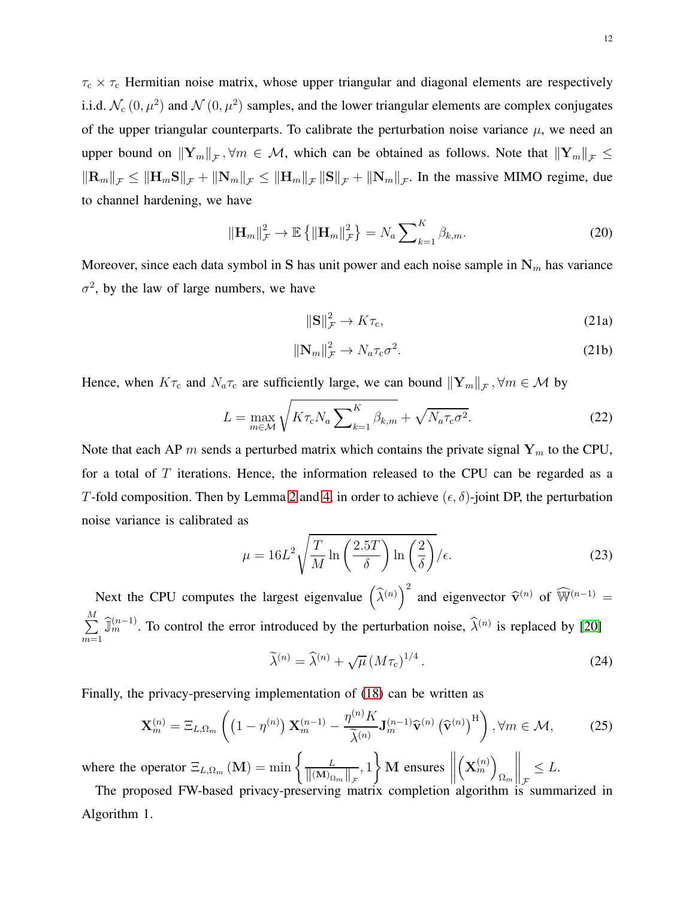$\tau_c \times \tau_c$ Hermitian noise matrix, whose upper triangular and diagonal elements are respectively i.i.d. $\mathcal{N}_c(0, \mu^2)$ and $\mathcal{N}(0, \mu^2)$ samples, and the lower triangular elements are complex conjugates of the upper triangular counterparts. To calibrate the perturbation noise variance $\mu$, we need an upper bound on $\|\mathbf{Y}_m\|_{\mathcal{F}}, \forall m \in \mathcal{M}$, which can be obtained as follows. Note that $\|\mathbf{Y}_m\|_{\mathcal{F}} \le \|\mathbf{R}_m\|_{\mathcal{F}} \le \|\mathbf{H}_m\mathbf{S}\|_{\mathcal{F}} + \|\mathbf{N}_m\|_{\mathcal{F}} \le \|\mathbf{H}_m\|_{\mathcal{F}} \|\mathbf{S}\|_{\mathcal{F}} + \|\mathbf{N}_m\|_{\mathcal{F}}$. In the massive MIMO regime, due to channel hardening, we have

$$\|\mathbf{H}_m\|_{\mathcal{F}}^2 \to \mathbb{E}\left\{\|\mathbf{H}_m\|_{\mathcal{F}}^2\right\} = N_a \sum\nolimits_{k=1}^{K} \beta_{k,m}. \tag{20}$$

Moreover, since each data symbol in $\mathbf{S}$ has unit power and each noise sample in $\mathbf{N}_m$ has variance $\sigma^2$, by the law of large numbers, we have

$$\|\mathbf{S}\|_{\mathcal{F}}^2 \to K\tau_c, \tag{21a}$$

$$\|\mathbf{N}_m\|_{\mathcal{F}}^2 \to N_a\tau_c\sigma^2. \tag{21b}$$

Hence, when $K\tau_c$ and $N_a\tau_c$ are sufficiently large, we can bound $\|\mathbf{Y}_m\|_{\mathcal{F}}, \forall m \in \mathcal{M}$ by

$$L = \max_{m\in\mathcal{M}} \sqrt{K\tau_c N_a \sum\nolimits_{k=1}^{K} \beta_{k,m}} + \sqrt{N_a\tau_c\sigma^2}. \tag{22}$$

Note that each AP $m$ sends a perturbed matrix which contains the private signal $\mathbf{Y}_m$ to the CPU, for a total of $T$ iterations. Hence, the information released to the CPU can be regarded as a $T$-fold composition. Then by Lemma 2 and 4, in order to achieve $(\epsilon, \delta)$-joint DP, the perturbation noise variance is calibrated as

$$\mu = 16L^2 \sqrt{\frac{T}{M} \ln\left(\frac{2.5T}{\delta}\right) \ln\left(\frac{2}{\delta}\right)} / \epsilon. \tag{23}$$

Next the CPU computes the largest eigenvalue $\left(\widehat{\lambda}^{(n)}\right)^2$ and eigenvector $\widehat{\mathbf{v}}^{(n)}$ of $\widehat{\mathbb{W}}^{(n-1)} = \sum\limits_{m=1}^{M} \widehat{\mathbb{J}}_m^{(n-1)}$. To control the error introduced by the perturbation noise, $\widehat{\lambda}^{(n)}$ is replaced by [20]

$$\widetilde{\lambda}^{(n)} = \widehat{\lambda}^{(n)} + \sqrt{\mu}\left(M\tau_c\right)^{1/4}. \tag{24}$$

Finally, the privacy-preserving implementation of (18) can be written as

$$\mathbf{X}_m^{(n)} = \Xi_{L,\Omega_m}\left(\left(1-\eta^{(n)}\right)\mathbf{X}_m^{(n-1)} - \frac{\eta^{(n)}K}{\widetilde{\lambda}^{(n)}} \mathbf{J}_m^{(n-1)} \widehat{\mathbf{v}}^{(n)} \left(\widehat{\mathbf{v}}^{(n)}\right)^{\mathrm{H}}\right), \forall m \in \mathcal{M}, \tag{25}$$

where the operator $\Xi_{L,\Omega_m}(\mathbf{M}) = \min\left\{\frac{L}{\left\|(\mathbf{M})_{\Omega_m}\right\|_{\mathcal{F}}}, 1\right\}\mathbf{M}$ ensures $\left\|\left(\mathbf{X}_m^{(n)}\right)_{\Omega_m}\right\|_{\mathcal{F}} \le L$.

The proposed FW-based privacy-preserving matrix completion algorithm is summarized in Algorithm 1.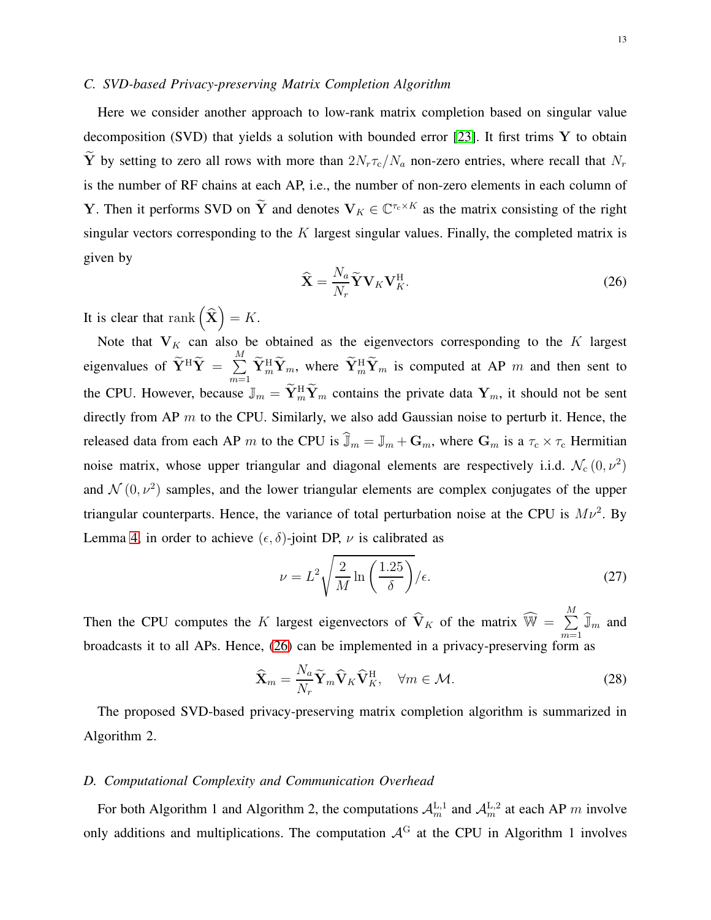### C. SVD-based Privacy-preserving Matrix Completion Algorithm

Here we consider another approach to low-rank matrix completion based on singular value decomposition (SVD) that yields a solution with bounded error [23]. It first trims $\mathbf{Y}$ to obtain $\widetilde{\mathbf{Y}}$ by setting to zero all rows with more than $2N_r\tau_c/N_a$ non-zero entries, where recall that $N_r$ is the number of RF chains at each AP, i.e., the number of non-zero elements in each column of $\mathbf{Y}$. Then it performs SVD on $\widetilde{\mathbf{Y}}$ and denotes $\mathbf{V}_K \in \mathbb{C}^{\tau_c \times K}$ as the matrix consisting of the right singular vectors corresponding to the $K$ largest singular values. Finally, the completed matrix is given by

$$\widehat{\mathbf{X}} = \frac{N_a}{N_r}\widetilde{\mathbf{Y}}\mathbf{V}_K\mathbf{V}_K^{\mathrm{H}}. \tag{26}$$

It is clear that $\mathrm{rank}\left(\widehat{\mathbf{X}}\right) = K$.

Note that $\mathbf{V}_K$ can also be obtained as the eigenvectors corresponding to the $K$ largest eigenvalues of $\widetilde{\mathbf{Y}}^{\mathrm{H}}\widetilde{\mathbf{Y}} = \sum_{m=1}^{M}\widetilde{\mathbf{Y}}_m^{\mathrm{H}}\widetilde{\mathbf{Y}}_m$, where $\widetilde{\mathbf{Y}}_m^{\mathrm{H}}\widetilde{\mathbf{Y}}_m$ is computed at AP $m$ and then sent to the CPU. However, because $\mathbb{J}_m = \widetilde{\mathbf{Y}}_m^{\mathrm{H}}\widetilde{\mathbf{Y}}_m$ contains the private data $\mathbf{Y}_m$, it should not be sent directly from AP $m$ to the CPU. Similarly, we also add Gaussian noise to perturb it. Hence, the released data from each AP $m$ to the CPU is $\widehat{\mathbb{J}}_m = \mathbb{J}_m + \mathbf{G}_m$, where $\mathbf{G}_m$ is a $\tau_c \times \tau_c$ Hermitian noise matrix, whose upper triangular and diagonal elements are respectively i.i.d. $\mathcal{N}_c\left(0, \nu^2\right)$ and $\mathcal{N}\left(0, \nu^2\right)$ samples, and the lower triangular elements are complex conjugates of the upper triangular counterparts. Hence, the variance of total perturbation noise at the CPU is $M\nu^2$. By Lemma 4, in order to achieve $(\epsilon, \delta)$-joint DP, $\nu$ is calibrated as

$$\nu = L^2\sqrt{\frac{2}{M}\ln\left(\frac{1.25}{\delta}\right)}/\epsilon. \tag{27}$$

Then the CPU computes the $K$ largest eigenvectors of $\widehat{\mathbf{V}}_K$ of the matrix $\widehat{\mathbb{W}} = \sum_{m=1}^{M}\widehat{\mathbb{J}}_m$ and broadcasts it to all APs. Hence, (26) can be implemented in a privacy-preserving form as

$$\widehat{\mathbf{X}}_m = \frac{N_a}{N_r}\widetilde{\mathbf{Y}}_m\widehat{\mathbf{V}}_K\widehat{\mathbf{V}}_K^{\mathrm{H}}, \quad \forall m \in \mathcal{M}. \tag{28}$$

The proposed SVD-based privacy-preserving matrix completion algorithm is summarized in Algorithm 2.

### D. Computational Complexity and Communication Overhead

For both Algorithm 1 and Algorithm 2, the computations $\mathcal{A}_m^{\mathrm{L},1}$ and $\mathcal{A}_m^{\mathrm{L},2}$ at each AP $m$ involve only additions and multiplications. The computation $\mathcal{A}^{\mathrm{G}}$ at the CPU in Algorithm 1 involves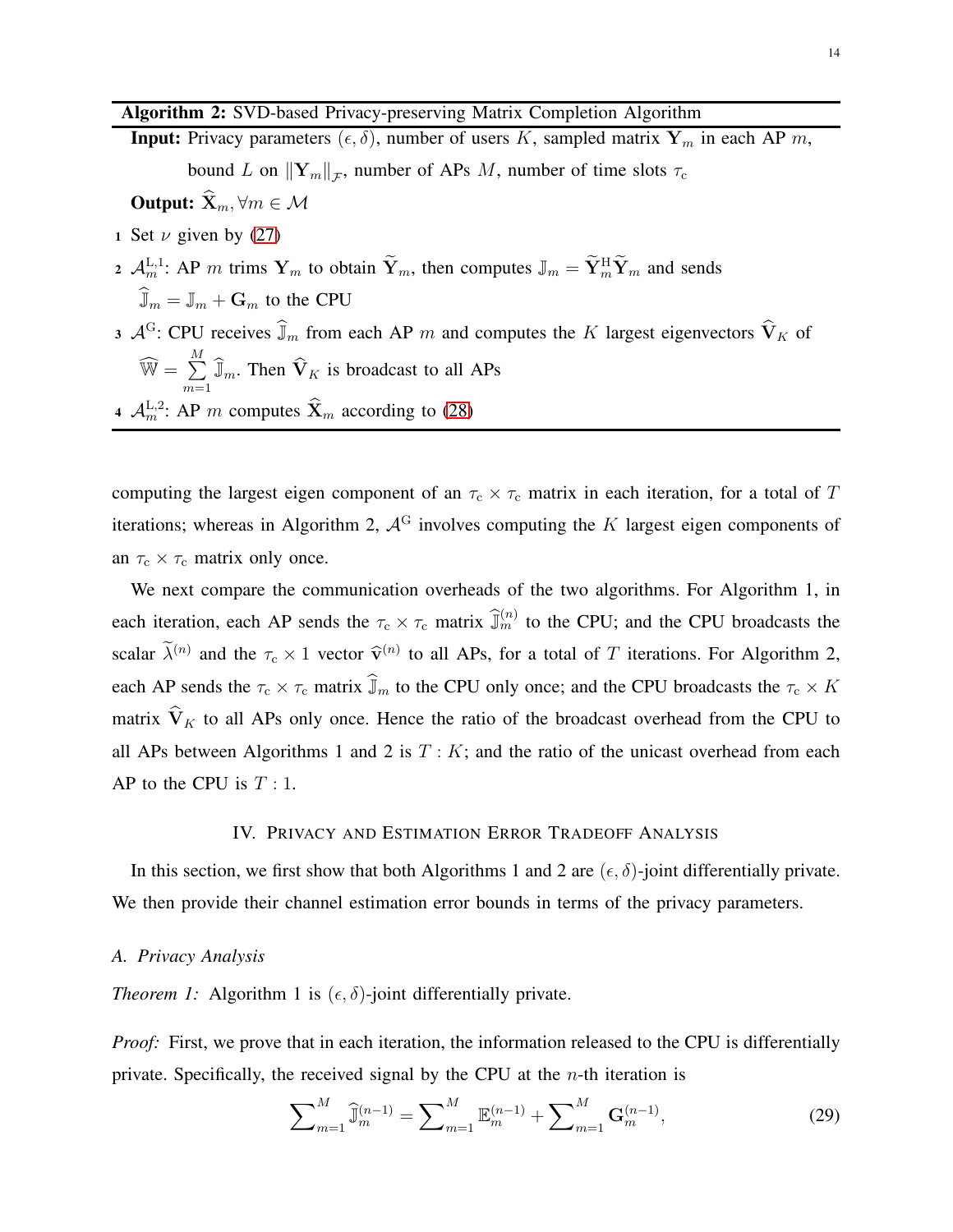**Algorithm 2:** SVD-based Privacy-preserving Matrix Completion Algorithm

**Input:** Privacy parameters $(\epsilon, \delta)$, number of users $K$, sampled matrix $\mathbf{Y}_m$ in each AP $m$, bound $L$ on $\|\mathbf{Y}_m\|_{\mathcal{F}}$, number of APs $M$, number of time slots $\tau_\text{c}$

**Output:** $\widehat{\mathbf{X}}_m, \forall m \in \mathcal{M}$

1. Set $\nu$ given by (27)
2. $\mathcal{A}_m^{\text{L},1}$: AP $m$ trims $\mathbf{Y}_m$ to obtain $\widetilde{\mathbf{Y}}_m$, then computes $\mathbb{J}_m = \widetilde{\mathbf{Y}}_m^{\text{H}} \widetilde{\mathbf{Y}}_m$ and sends $\widehat{\mathbb{J}}_m = \mathbb{J}_m + \mathbf{G}_m$ to the CPU
3. $\mathcal{A}^{\text{G}}$: CPU receives $\widehat{\mathbb{J}}_m$ from each AP $m$ and computes the $K$ largest eigenvectors $\widehat{\mathbf{V}}_K$ of $\widehat{\mathbb{W}} = \sum_{m=1}^{M} \widehat{\mathbb{J}}_m$. Then $\widehat{\mathbf{V}}_K$ is broadcast to all APs
4. $\mathcal{A}_m^{\text{L},2}$: AP $m$ computes $\widehat{\mathbf{X}}_m$ according to (28)

computing the largest eigen component of an $\tau_\text{c} \times \tau_\text{c}$ matrix in each iteration, for a total of $T$ iterations; whereas in Algorithm 2, $\mathcal{A}^{\text{G}}$ involves computing the $K$ largest eigen components of an $\tau_\text{c} \times \tau_\text{c}$ matrix only once.

We next compare the communication overheads of the two algorithms. For Algorithm 1, in each iteration, each AP sends the $\tau_\text{c} \times \tau_\text{c}$ matrix $\widehat{\mathbb{J}}_m^{(n)}$ to the CPU; and the CPU broadcasts the scalar $\widetilde{\lambda}^{(n)}$ and the $\tau_\text{c} \times 1$ vector $\widehat{\mathbf{v}}^{(n)}$ to all APs, for a total of $T$ iterations. For Algorithm 2, each AP sends the $\tau_\text{c} \times \tau_\text{c}$ matrix $\widehat{\mathbb{J}}_m$ to the CPU only once; and the CPU broadcasts the $\tau_\text{c} \times K$ matrix $\widehat{\mathbf{V}}_K$ to all APs only once. Hence the ratio of the broadcast overhead from the CPU to all APs between Algorithms 1 and 2 is $T : K$; and the ratio of the unicast overhead from each AP to the CPU is $T : 1$.

## IV. Privacy and Estimation Error Tradeoff Analysis

In this section, we first show that both Algorithms 1 and 2 are $(\epsilon, \delta)$-joint differentially private. We then provide their channel estimation error bounds in terms of the privacy parameters.

### A. Privacy Analysis

*Theorem 1:* Algorithm 1 is $(\epsilon, \delta)$-joint differentially private.

*Proof:* First, we prove that in each iteration, the information released to the CPU is differentially private. Specifically, the received signal by the CPU at the $n$-th iteration is

$$\sum_{m=1}^{M} \widehat{\mathbb{J}}_m^{(n-1)} = \sum_{m=1}^{M} \mathbb{E}_m^{(n-1)} + \sum_{m=1}^{M} \mathbf{G}_m^{(n-1)}, \tag{29}$$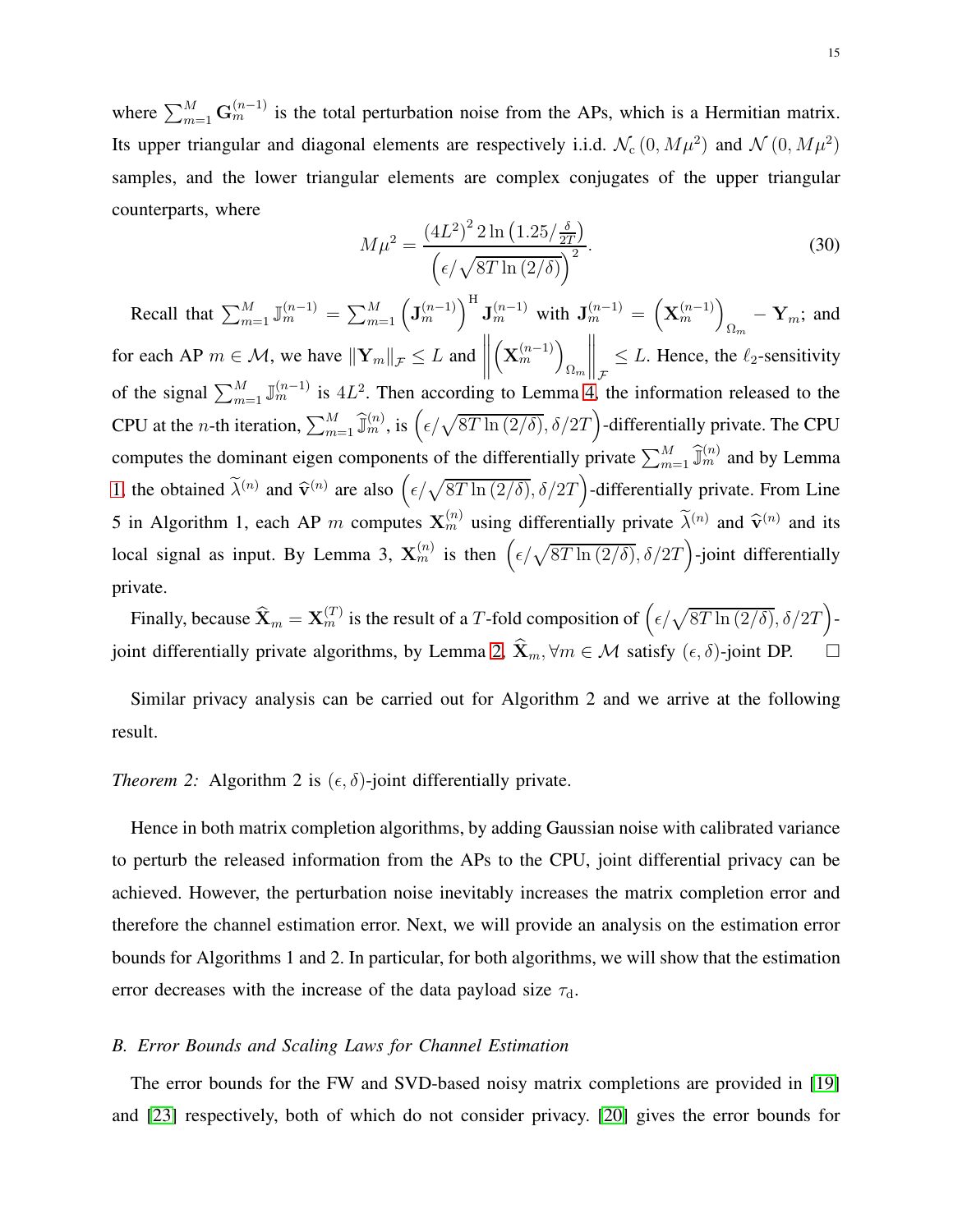where $\sum_{m=1}^{M} \mathbf{G}_m^{(n-1)}$ is the total perturbation noise from the APs, which is a Hermitian matrix. Its upper triangular and diagonal elements are respectively i.i.d. $\mathcal{N}_{\mathrm{c}}\left(0, M\mu^2\right)$ and $\mathcal{N}\left(0, M\mu^2\right)$ samples, and the lower triangular elements are complex conjugates of the upper triangular counterparts, where

$$M\mu^2 = \frac{\left(4L^2\right)^2 2\ln\left(1.25/\frac{\delta}{2T}\right)}{\left(\epsilon/\sqrt{8T\ln\left(2/\delta\right)}\right)^2}. \tag{30}$$

Recall that $\sum_{m=1}^{M} \mathbb{J}_m^{(n-1)} = \sum_{m=1}^{M} \left(\mathbf{J}_m^{(n-1)}\right)^{\mathrm{H}} \mathbf{J}_m^{(n-1)}$ with $\mathbf{J}_m^{(n-1)} = \left(\mathbf{X}_m^{(n-1)}\right)_{\Omega_m} - \mathbf{Y}_m$; and for each AP $m \in \mathcal{M}$, we have $\|\mathbf{Y}_m\|_{\mathcal{F}} \leq L$ and $\left\|\left(\mathbf{X}_m^{(n-1)}\right)_{\Omega_m}\right\|_{\mathcal{F}} \leq L$. Hence, the $\ell_2$-sensitivity of the signal $\sum_{m=1}^{M} \mathbb{J}_m^{(n-1)}$ is $4L^2$. Then according to Lemma 4, the information released to the CPU at the $n$-th iteration, $\sum_{m=1}^{M} \widehat{\mathbb{J}}_m^{(n)}$, is $\left(\epsilon/\sqrt{8T\ln\left(2/\delta\right)}, \delta/2T\right)$-differentially private. The CPU computes the dominant eigen components of the differentially private $\sum_{m=1}^{M} \widehat{\mathbb{J}}_m^{(n)}$ and by Lemma 1, the obtained $\widetilde{\lambda}^{(n)}$ and $\widehat{\mathbf{v}}^{(n)}$ are also $\left(\epsilon/\sqrt{8T\ln\left(2/\delta\right)}, \delta/2T\right)$-differentially private. From Line 5 in Algorithm 1, each AP $m$ computes $\mathbf{X}_m^{(n)}$ using differentially private $\widetilde{\lambda}^{(n)}$ and $\widehat{\mathbf{v}}^{(n)}$ and its local signal as input. By Lemma 3, $\mathbf{X}_m^{(n)}$ is then $\left(\epsilon/\sqrt{8T\ln\left(2/\delta\right)}, \delta/2T\right)$-joint differentially private.

Finally, because $\widehat{\mathbf{X}}_m = \mathbf{X}_m^{(T)}$ is the result of a $T$-fold composition of $\left(\epsilon/\sqrt{8T\ln\left(2/\delta\right)}, \delta/2T\right)$-joint differentially private algorithms, by Lemma 2, $\widehat{\mathbf{X}}_m, \forall m \in \mathcal{M}$ satisfy $(\epsilon, \delta)$-joint DP. $\square$

Similar privacy analysis can be carried out for Algorithm 2 and we arrive at the following result.

*Theorem 2:* Algorithm 2 is $(\epsilon, \delta)$-joint differentially private.

Hence in both matrix completion algorithms, by adding Gaussian noise with calibrated variance to perturb the released information from the APs to the CPU, joint differential privacy can be achieved. However, the perturbation noise inevitably increases the matrix completion error and therefore the channel estimation error. Next, we will provide an analysis on the estimation error bounds for Algorithms 1 and 2. In particular, for both algorithms, we will show that the estimation error decreases with the increase of the data payload size $\tau_{\mathrm{d}}$.

### *B. Error Bounds and Scaling Laws for Channel Estimation*

The error bounds for the FW and SVD-based noisy matrix completions are provided in [19] and [23] respectively, both of which do not consider privacy. [20] gives the error bounds for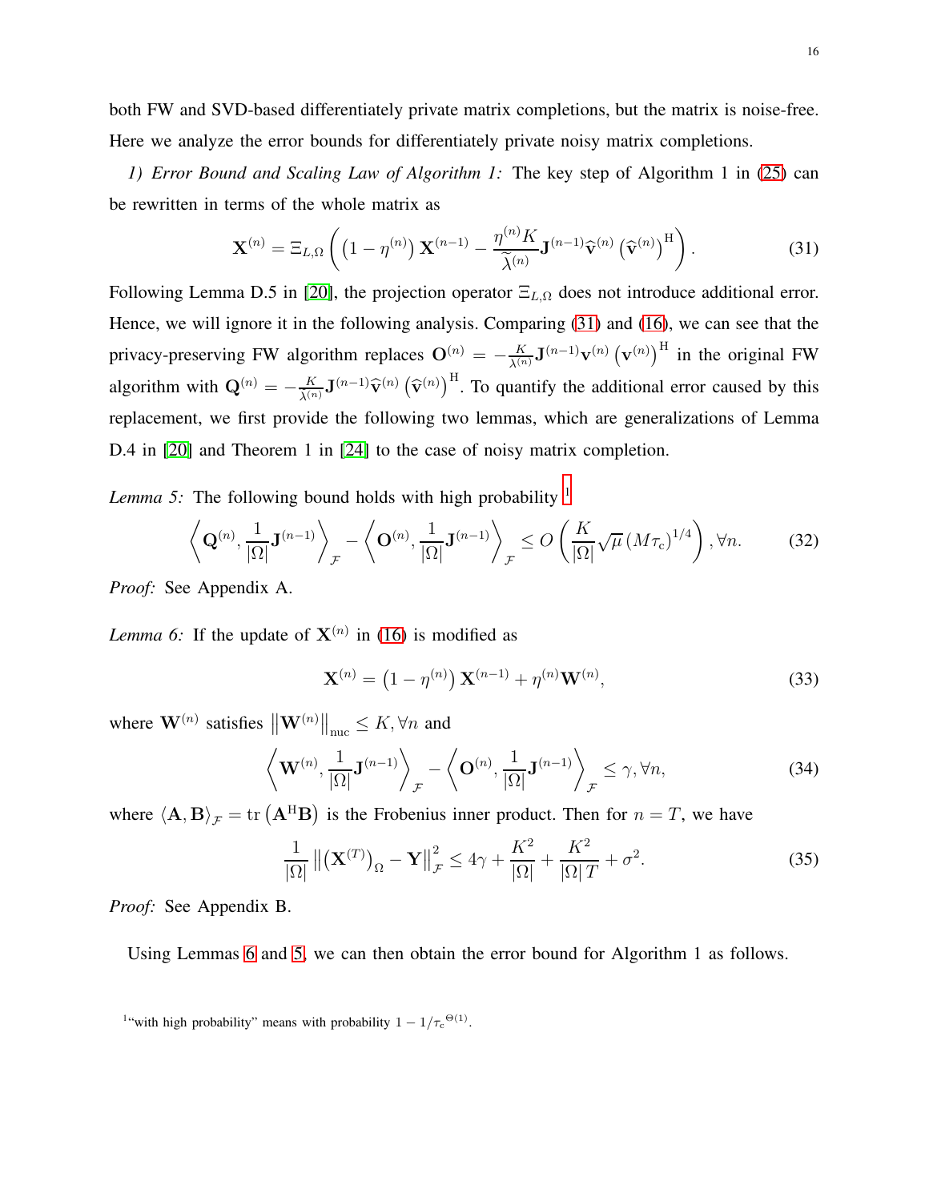both FW and SVD-based differentiately private matrix completions, but the matrix is noise-free. Here we analyze the error bounds for differentiately private noisy matrix completions.

*1) Error Bound and Scaling Law of Algorithm 1:* The key step of Algorithm 1 in (25) can be rewritten in terms of the whole matrix as

$$\mathbf{X}^{(n)} = \Xi_{L,\Omega}\left(\left(1-\eta^{(n)}\right)\mathbf{X}^{(n-1)} - \frac{\eta^{(n)}K}{\widetilde{\lambda}^{(n)}}\mathbf{J}^{(n-1)}\widehat{\mathbf{v}}^{(n)}\left(\widehat{\mathbf{v}}^{(n)}\right)^{\mathrm{H}}\right). \tag{31}$$

Following Lemma D.5 in [20], the projection operator $\Xi_{L,\Omega}$ does not introduce additional error. Hence, we will ignore it in the following analysis. Comparing (31) and (16), we can see that the privacy-preserving FW algorithm replaces $\mathbf{O}^{(n)} = -\frac{K}{\lambda^{(n)}}\mathbf{J}^{(n-1)}\mathbf{v}^{(n)}\left(\mathbf{v}^{(n)}\right)^{\mathrm{H}}$ in the original FW algorithm with $\mathbf{Q}^{(n)} = -\frac{K}{\widetilde{\lambda}^{(n)}}\mathbf{J}^{(n-1)}\widehat{\mathbf{v}}^{(n)}\left(\widehat{\mathbf{v}}^{(n)}\right)^{\mathrm{H}}$. To quantify the additional error caused by this replacement, we first provide the following two lemmas, which are generalizations of Lemma D.4 in [20] and Theorem 1 in [24] to the case of noisy matrix completion.

*Lemma 5:* The following bound holds with high probability [1]

$$\left\langle \mathbf{Q}^{(n)}, \frac{1}{|\Omega|}\mathbf{J}^{(n-1)}\right\rangle_{\mathcal{F}} - \left\langle \mathbf{O}^{(n)}, \frac{1}{|\Omega|}\mathbf{J}^{(n-1)}\right\rangle_{\mathcal{F}} \leq O\left(\frac{K}{|\Omega|}\sqrt{\mu}\left(M\tau_{\mathrm{c}}\right)^{1/4}\right), \forall n. \tag{32}$$

*Proof:* See Appendix A.

*Lemma 6:* If the update of $\mathbf{X}^{(n)}$ in (16) is modified as

$$\mathbf{X}^{(n)} = \left(1-\eta^{(n)}\right)\mathbf{X}^{(n-1)} + \eta^{(n)}\mathbf{W}^{(n)}, \tag{33}$$

where $\mathbf{W}^{(n)}$ satisfies $\left\|\mathbf{W}^{(n)}\right\|_{\mathrm{nuc}} \leq K, \forall n$ and

$$\left\langle \mathbf{W}^{(n)}, \frac{1}{|\Omega|}\mathbf{J}^{(n-1)}\right\rangle_{\mathcal{F}} - \left\langle \mathbf{O}^{(n)}, \frac{1}{|\Omega|}\mathbf{J}^{(n-1)}\right\rangle_{\mathcal{F}} \leq \gamma, \forall n, \tag{34}$$

where $\langle \mathbf{A}, \mathbf{B}\rangle_{\mathcal{F}} = \mathrm{tr}\left(\mathbf{A}^{\mathrm{H}}\mathbf{B}\right)$ is the Frobenius inner product. Then for $n = T$, we have

$$\frac{1}{|\Omega|}\left\|\left(\mathbf{X}^{(T)}\right)_{\Omega} - \mathbf{Y}\right\|_{\mathcal{F}}^2 \leq 4\gamma + \frac{K^2}{|\Omega|} + \frac{K^2}{|\Omega|\,T} + \sigma^2. \tag{35}$$

*Proof:* See Appendix B.

Using Lemmas 6 and 5, we can then obtain the error bound for Algorithm 1 as follows.

[1] "with high probability" means with probability $1 - 1/{\tau_{\mathrm{c}}}^{\Theta(1)}$.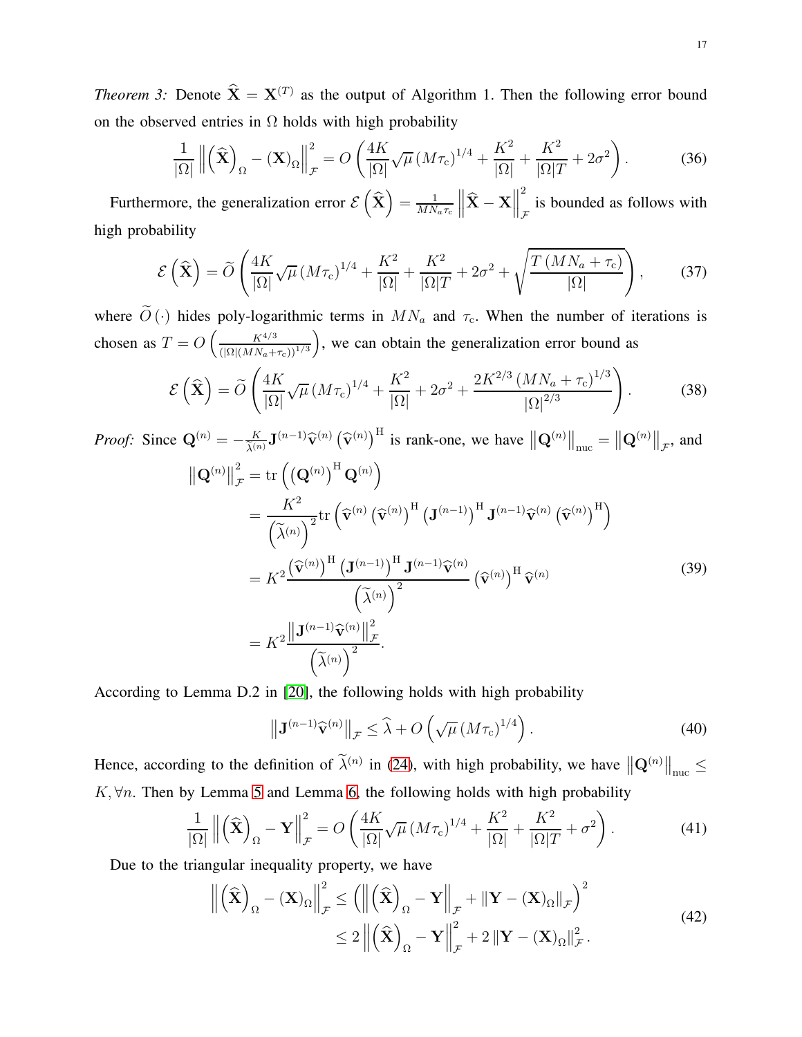*Theorem 3:* Denote $\widehat{\mathbf{X}} = \mathbf{X}^{(T)}$ as the output of Algorithm 1. Then the following error bound on the observed entries in $\Omega$ holds with high probability

$$\frac{1}{|\Omega|} \left\| \left(\widehat{\mathbf{X}}\right)_{\Omega} - (\mathbf{X})_{\Omega} \right\|_{\mathcal{F}}^2 = O\left( \frac{4K}{|\Omega|} \sqrt{\mu} \left(M\tau_{\mathrm{c}}\right)^{1/4} + \frac{K^2}{|\Omega|} + \frac{K^2}{|\Omega| T} + 2\sigma^2 \right). \tag{36}$$

Furthermore, the generalization error $\mathcal{E}\left(\widehat{\mathbf{X}}\right) = \frac{1}{MN_a\tau_{\mathrm{c}}} \left\| \widehat{\mathbf{X}} - \mathbf{X} \right\|_{\mathcal{F}}^2$ is bounded as follows with high probability

$$\mathcal{E}\left(\widehat{\mathbf{X}}\right) = \widetilde{O}\left( \frac{4K}{|\Omega|} \sqrt{\mu} \left(M\tau_{\mathrm{c}}\right)^{1/4} + \frac{K^2}{|\Omega|} + \frac{K^2}{|\Omega| T} + 2\sigma^2 + \sqrt{\frac{T\left(MN_a + \tau_{\mathrm{c}}\right)}{|\Omega|}} \right), \tag{37}$$

where $\widetilde{O}(\cdot)$ hides poly-logarithmic terms in $MN_a$ and $\tau_{\mathrm{c}}$. When the number of iterations is chosen as $T = O\left(\frac{K^{4/3}}{\left(|\Omega|(MN_a+\tau_{\mathrm{c}})\right)^{1/3}}\right)$, we can obtain the generalization error bound as

$$\mathcal{E}\left(\widehat{\mathbf{X}}\right) = \widetilde{O}\left( \frac{4K}{|\Omega|} \sqrt{\mu} \left(M\tau_{\mathrm{c}}\right)^{1/4} + \frac{K^2}{|\Omega|} + 2\sigma^2 + \frac{2K^{2/3}\left(MN_a + \tau_{\mathrm{c}}\right)^{1/3}}{|\Omega|^{2/3}} \right). \tag{38}$$

*Proof:* Since $\mathbf{Q}^{(n)} = -\frac{K}{\widetilde{\lambda}^{(n)}} \mathbf{J}^{(n-1)} \widehat{\mathbf{v}}^{(n)} \left(\widehat{\mathbf{v}}^{(n)}\right)^{\mathrm{H}}$ is rank-one, we have $\left\|\mathbf{Q}^{(n)}\right\|_{\mathrm{nuc}} = \left\|\mathbf{Q}^{(n)}\right\|_{\mathcal{F}}$, and

$$\begin{aligned}
\left\|\mathbf{Q}^{(n)}\right\|_{\mathcal{F}}^2 &= \mathrm{tr}\left( \left(\mathbf{Q}^{(n)}\right)^{\mathrm{H}} \mathbf{Q}^{(n)} \right) \\
&= \frac{K^2}{\left(\widetilde{\lambda}^{(n)}\right)^2} \mathrm{tr}\left( \widehat{\mathbf{v}}^{(n)} \left(\widehat{\mathbf{v}}^{(n)}\right)^{\mathrm{H}} \left(\mathbf{J}^{(n-1)}\right)^{\mathrm{H}} \mathbf{J}^{(n-1)} \widehat{\mathbf{v}}^{(n)} \left(\widehat{\mathbf{v}}^{(n)}\right)^{\mathrm{H}} \right) \\
&= K^2 \frac{\left(\widehat{\mathbf{v}}^{(n)}\right)^{\mathrm{H}} \left(\mathbf{J}^{(n-1)}\right)^{\mathrm{H}} \mathbf{J}^{(n-1)} \widehat{\mathbf{v}}^{(n)}}{\left(\widetilde{\lambda}^{(n)}\right)^2} \left(\widehat{\mathbf{v}}^{(n)}\right)^{\mathrm{H}} \widehat{\mathbf{v}}^{(n)} \\
&= K^2 \frac{\left\|\mathbf{J}^{(n-1)} \widehat{\mathbf{v}}^{(n)}\right\|_{\mathcal{F}}^2}{\left(\widetilde{\lambda}^{(n)}\right)^2}.
\end{aligned} \tag{39}$$

According to Lemma D.2 in [20], the following holds with high probability

$$\left\|\mathbf{J}^{(n-1)} \widehat{\mathbf{v}}^{(n)}\right\|_{\mathcal{F}} \le \widehat{\lambda} + O\left(\sqrt{\mu} \left(M\tau_{\mathrm{c}}\right)^{1/4}\right). \tag{40}$$

Hence, according to the definition of $\widetilde{\lambda}^{(n)}$ in (24), with high probability, we have $\left\|\mathbf{Q}^{(n)}\right\|_{\mathrm{nuc}} \le K, \forall n$. Then by Lemma 5 and Lemma 6, the following holds with high probability

$$\frac{1}{|\Omega|} \left\| \left(\widehat{\mathbf{X}}\right)_{\Omega} - \mathbf{Y} \right\|_{\mathcal{F}}^2 = O\left( \frac{4K}{|\Omega|} \sqrt{\mu} \left(M\tau_{\mathrm{c}}\right)^{1/4} + \frac{K^2}{|\Omega|} + \frac{K^2}{|\Omega| T} + \sigma^2 \right). \tag{41}$$

Due to the triangular inequality property, we have

$$\begin{aligned}
\left\| \left(\widehat{\mathbf{X}}\right)_{\Omega} - (\mathbf{X})_{\Omega} \right\|_{\mathcal{F}}^2 &\le \left( \left\| \left(\widehat{\mathbf{X}}\right)_{\Omega} - \mathbf{Y} \right\|_{\mathcal{F}} + \left\| \mathbf{Y} - (\mathbf{X})_{\Omega} \right\|_{\mathcal{F}} \right)^2 \\
&\le 2 \left\| \left(\widehat{\mathbf{X}}\right)_{\Omega} - \mathbf{Y} \right\|_{\mathcal{F}}^2 + 2 \left\| \mathbf{Y} - (\mathbf{X})_{\Omega} \right\|_{\mathcal{F}}^2.
\end{aligned} \tag{42}$$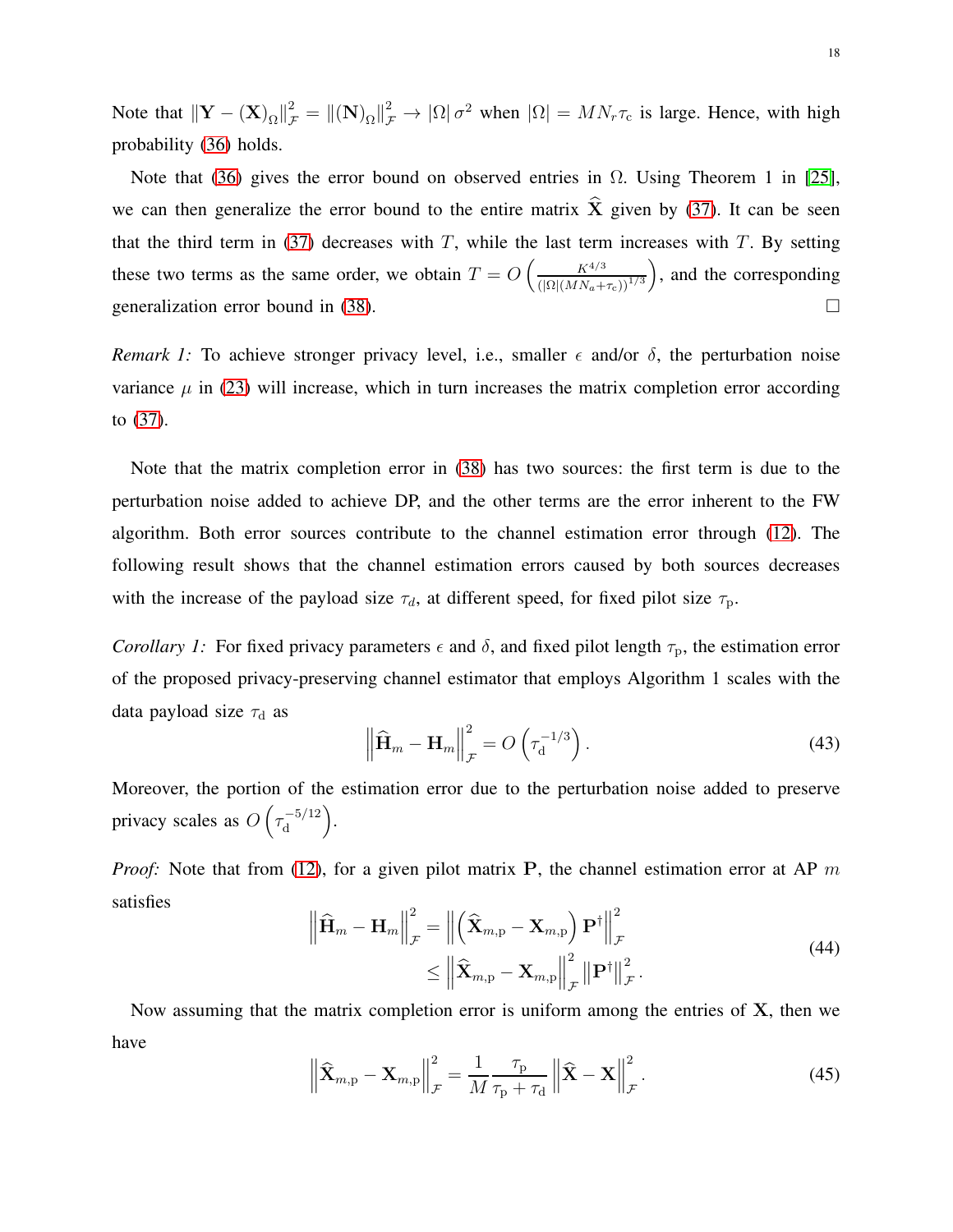Note that $\|\mathbf{Y} - (\mathbf{X})_{\Omega}\|_{\mathcal{F}}^2 = \|(\mathbf{N})_{\Omega}\|_{\mathcal{F}}^2 \to |\Omega| \sigma^2$ when $|\Omega| = MN_r\tau_{\mathrm{c}}$ is large. Hence, with high probability (36) holds.

Note that (36) gives the error bound on observed entries in $\Omega$. Using Theorem 1 in [25], we can then generalize the error bound to the entire matrix $\widehat{\mathbf{X}}$ given by (37). It can be seen that the third term in (37) decreases with $T$, while the last term increases with $T$. By setting these two terms as the same order, we obtain $T = O\left(\frac{K^{4/3}}{(|\Omega|(MN_a+\tau_{\mathrm{c}}))^{1/3}}\right)$, and the corresponding generalization error bound in (38). $\square$

*Remark 1:* To achieve stronger privacy level, i.e., smaller $\epsilon$ and/or $\delta$, the perturbation noise variance $\mu$ in (23) will increase, which in turn increases the matrix completion error according to (37).

Note that the matrix completion error in (38) has two sources: the first term is due to the perturbation noise added to achieve DP, and the other terms are the error inherent to the FW algorithm. Both error sources contribute to the channel estimation error through (12). The following result shows that the channel estimation errors caused by both sources decreases with the increase of the payload size $\tau_d$, at different speed, for fixed pilot size $\tau_{\mathrm{p}}$.

*Corollary 1:* For fixed privacy parameters $\epsilon$ and $\delta$, and fixed pilot length $\tau_{\mathrm{p}}$, the estimation error of the proposed privacy-preserving channel estimator that employs Algorithm 1 scales with the data payload size $\tau_{\mathrm{d}}$ as

$$\left\|\widehat{\mathbf{H}}_m - \mathbf{H}_m\right\|_{\mathcal{F}}^2 = O\left(\tau_{\mathrm{d}}^{-1/3}\right). \tag{43}$$

Moreover, the portion of the estimation error due to the perturbation noise added to preserve privacy scales as $O\left(\tau_{\mathrm{d}}^{-5/12}\right)$.

*Proof:* Note that from (12), for a given pilot matrix $\mathbf{P}$, the channel estimation error at AP $m$ satisfies

$$\begin{aligned}\left\|\widehat{\mathbf{H}}_m - \mathbf{H}_m\right\|_{\mathcal{F}}^2 &= \left\|\left(\widehat{\mathbf{X}}_{m,\mathrm{p}} - \mathbf{X}_{m,\mathrm{p}}\right)\mathbf{P}^{\dagger}\right\|_{\mathcal{F}}^2 \\ &\leq \left\|\widehat{\mathbf{X}}_{m,\mathrm{p}} - \mathbf{X}_{m,\mathrm{p}}\right\|_{\mathcal{F}}^2 \left\|\mathbf{P}^{\dagger}\right\|_{\mathcal{F}}^2.\end{aligned} \tag{44}$$

Now assuming that the matrix completion error is uniform among the entries of $\mathbf{X}$, then we have

$$\left\|\widehat{\mathbf{X}}_{m,\mathrm{p}} - \mathbf{X}_{m,\mathrm{p}}\right\|_{\mathcal{F}}^2 = \frac{1}{M}\frac{\tau_{\mathrm{p}}}{\tau_{\mathrm{p}}+\tau_{\mathrm{d}}}\left\|\widehat{\mathbf{X}} - \mathbf{X}\right\|_{\mathcal{F}}^2. \tag{45}$$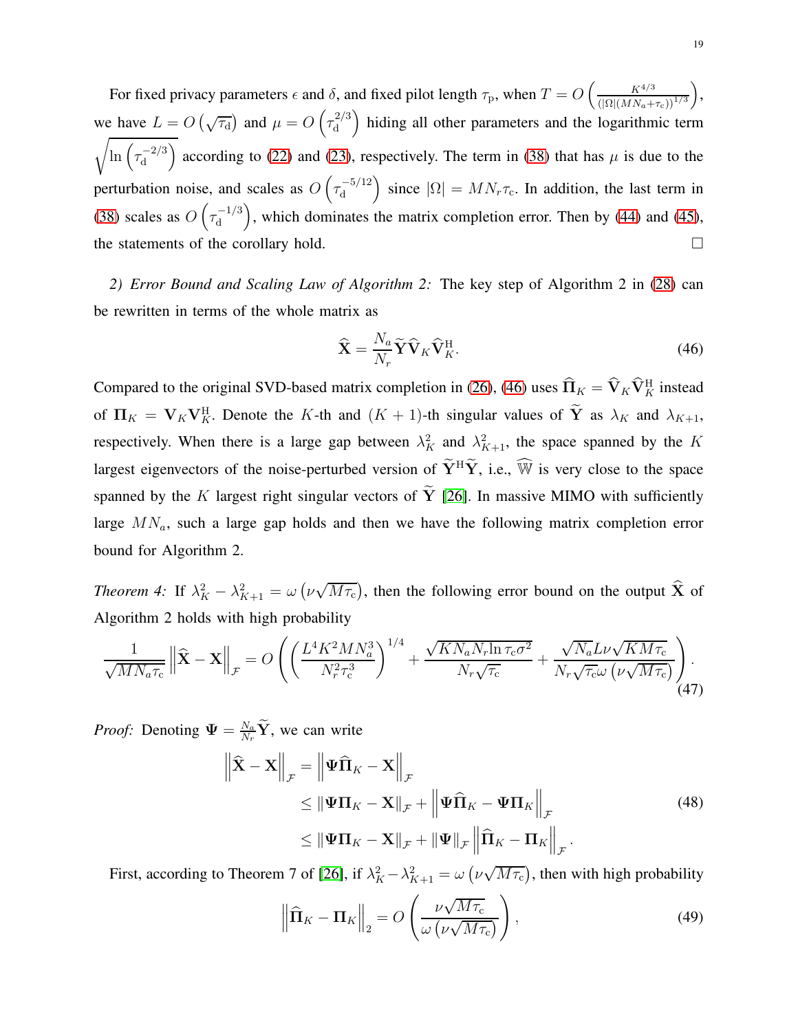For fixed privacy parameters $\epsilon$ and $\delta$, and fixed pilot length $\tau_\mathrm{p}$, when $T = O\left(\frac{K^{4/3}}{(|\Omega|(MN_a+\tau_\mathrm{c}))^{1/3}}\right)$, we have $L = O\left(\sqrt{\tau_\mathrm{d}}\right)$ and $\mu = O\left(\tau_\mathrm{d}^{2/3}\right)$ hiding all other parameters and the logarithmic term $\sqrt{\ln\left(\tau_\mathrm{d}^{-2/3}\right)}$ according to (22) and (23), respectively. The term in (38) that has $\mu$ is due to the perturbation noise, and scales as $O\left(\tau_\mathrm{d}^{-5/12}\right)$ since $|\Omega| = MN_r\tau_\mathrm{c}$. In addition, the last term in (38) scales as $O\left(\tau_\mathrm{d}^{-1/3}\right)$, which dominates the matrix completion error. Then by (44) and (45), the statements of the corollary hold. $\square$

*2) Error Bound and Scaling Law of Algorithm 2:* The key step of Algorithm 2 in (28) can be rewritten in terms of the whole matrix as

$$\widehat{\mathbf{X}} = \frac{N_a}{N_r}\widetilde{\mathbf{Y}}\widehat{\mathbf{V}}_K\widehat{\mathbf{V}}_K^{\mathrm{H}}. \tag{46}$$

Compared to the original SVD-based matrix completion in (26), (46) uses $\widehat{\mathbf{\Pi}}_K = \widehat{\mathbf{V}}_K\widehat{\mathbf{V}}_K^{\mathrm{H}}$ instead of $\mathbf{\Pi}_K = \mathbf{V}_K\mathbf{V}_K^{\mathrm{H}}$. Denote the $K$-th and $(K+1)$-th singular values of $\widetilde{\mathbf{Y}}$ as $\lambda_K$ and $\lambda_{K+1}$, respectively. When there is a large gap between $\lambda_K^2$ and $\lambda_{K+1}^2$, the space spanned by the $K$ largest eigenvectors of the noise-perturbed version of $\widetilde{\mathbf{Y}}^{\mathrm{H}}\widetilde{\mathbf{Y}}$, i.e., $\widehat{\mathbb{W}}$ is very close to the space spanned by the $K$ largest right singular vectors of $\widetilde{\mathbf{Y}}$ [26]. In massive MIMO with sufficiently large $MN_a$, such a large gap holds and then we have the following matrix completion error bound for Algorithm 2.

*Theorem 4:* If $\lambda_K^2 - \lambda_{K+1}^2 = \omega\left(\nu\sqrt{M\tau_\mathrm{c}}\right)$, then the following error bound on the output $\widehat{\mathbf{X}}$ of Algorithm 2 holds with high probability

$$\frac{1}{\sqrt{MN_a\tau_\mathrm{c}}}\left\|\widehat{\mathbf{X}} - \mathbf{X}\right\|_\mathcal{F} = O\left(\left(\frac{L^4K^2MN_a^3}{N_r^2\tau_\mathrm{c}^3}\right)^{1/4} + \frac{\sqrt{KN_aN_r\ln\tau_\mathrm{c}\sigma^2}}{N_r\sqrt{\tau_\mathrm{c}}} + \frac{\sqrt{N_a}L\nu\sqrt{KM\tau_\mathrm{c}}}{N_r\sqrt{\tau_\mathrm{c}}\omega\left(\nu\sqrt{M\tau_\mathrm{c}}\right)}\right). \tag{47}$$

*Proof:* Denoting $\mathbf{\Psi} = \frac{N_a}{N_r}\widetilde{\mathbf{Y}}$, we can write

$$\begin{aligned}\left\|\widehat{\mathbf{X}} - \mathbf{X}\right\|_\mathcal{F} &= \left\|\mathbf{\Psi}\widehat{\mathbf{\Pi}}_K - \mathbf{X}\right\|_\mathcal{F} \\ &\leq \left\|\mathbf{\Psi}\mathbf{\Pi}_K - \mathbf{X}\right\|_\mathcal{F} + \left\|\mathbf{\Psi}\widehat{\mathbf{\Pi}}_K - \mathbf{\Psi}\mathbf{\Pi}_K\right\|_\mathcal{F} \\ &\leq \left\|\mathbf{\Psi}\mathbf{\Pi}_K - \mathbf{X}\right\|_\mathcal{F} + \left\|\mathbf{\Psi}\right\|_\mathcal{F}\left\|\widehat{\mathbf{\Pi}}_K - \mathbf{\Pi}_K\right\|_\mathcal{F}.\end{aligned} \tag{48}$$

First, according to Theorem 7 of [26], if $\lambda_K^2 - \lambda_{K+1}^2 = \omega\left(\nu\sqrt{M\tau_\mathrm{c}}\right)$, then with high probability

$$\left\|\widehat{\mathbf{\Pi}}_K - \mathbf{\Pi}_K\right\|_2 = O\left(\frac{\nu\sqrt{M\tau_\mathrm{c}}}{\omega\left(\nu\sqrt{M\tau_\mathrm{c}}\right)}\right), \tag{49}$$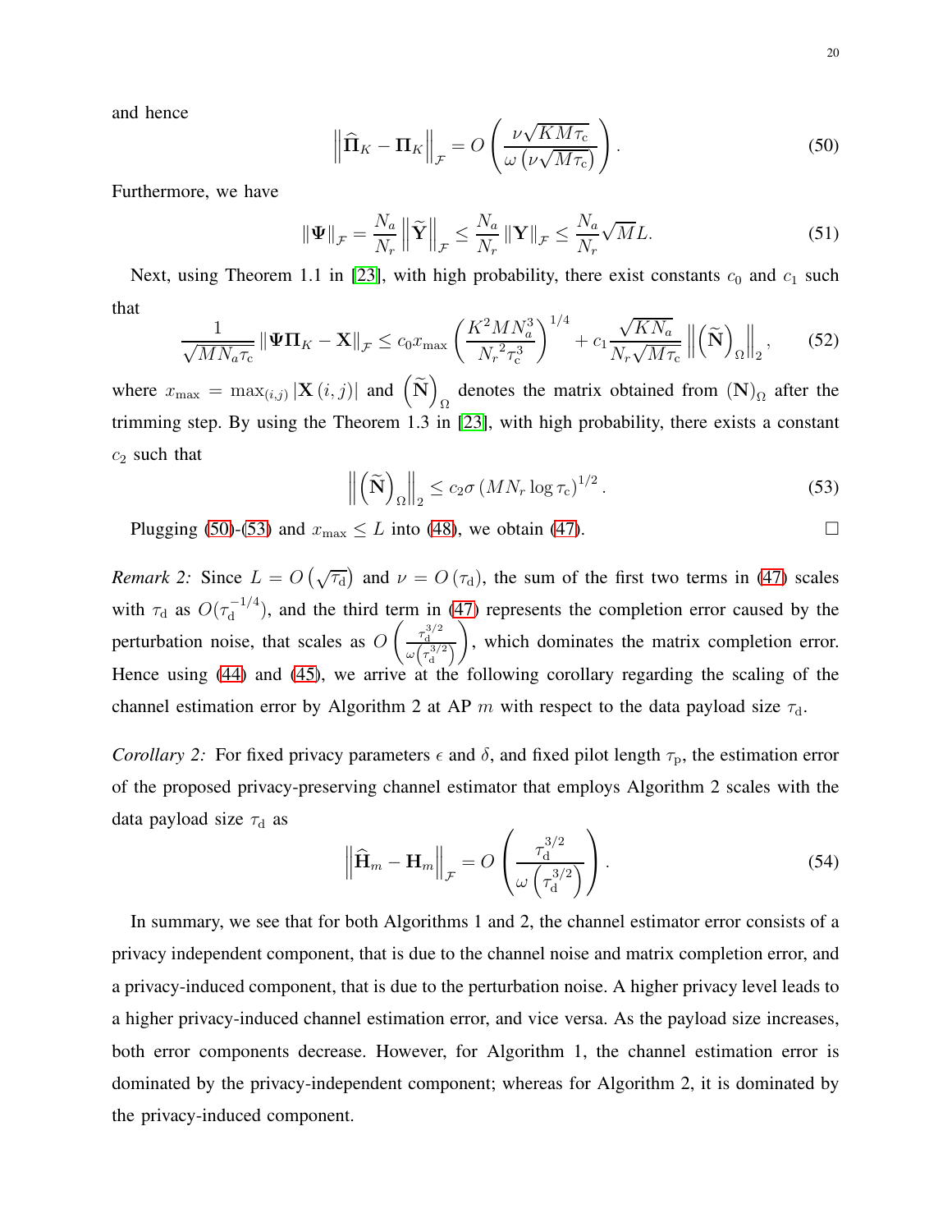and hence

$$\left\|\widehat{\mathbf{\Pi}}_K - \mathbf{\Pi}_K\right\|_{\mathcal{F}} = O\left(\frac{\nu\sqrt{KM\tau_{\rm c}}}{\omega\left(\nu\sqrt{M\tau_{\rm c}}\right)}\right). \tag{50}$$

Furthermore, we have

$$\|\mathbf{\Psi}\|_{\mathcal{F}} = \frac{N_a}{N_r}\left\|\widetilde{\mathbf{Y}}\right\|_{\mathcal{F}} \leq \frac{N_a}{N_r}\|\mathbf{Y}\|_{\mathcal{F}} \leq \frac{N_a}{N_r}\sqrt{M}L. \tag{51}$$

Next, using Theorem 1.1 in [23], with high probability, there exist constants $c_0$ and $c_1$ such that

$$\frac{1}{\sqrt{MN_a\tau_{\rm c}}}\|\mathbf{\Psi}\mathbf{\Pi}_K - \mathbf{X}\|_{\mathcal{F}} \leq c_0 x_{\max}\left(\frac{K^2MN_a^3}{N_r{}^2\tau_{\rm c}^3}\right)^{1/4} + c_1\frac{\sqrt{KN_a}}{N_r\sqrt{M\tau_{\rm c}}}\left\|\left(\widetilde{\mathbf{N}}\right)_{\Omega}\right\|_2, \tag{52}$$

where $x_{\max} = \max_{(i,j)}|\mathbf{X}(i,j)|$ and $\left(\widetilde{\mathbf{N}}\right)_{\Omega}$ denotes the matrix obtained from $(\mathbf{N})_{\Omega}$ after the trimming step. By using the Theorem 1.3 in [23], with high probability, there exists a constant $c_2$ such that

$$\left\|\left(\widetilde{\mathbf{N}}\right)_{\Omega}\right\|_2 \leq c_2\sigma\left(MN_r\log\tau_{\rm c}\right)^{1/2}. \tag{53}$$

Plugging (50)-(53) and $x_{\max} \leq L$ into (48), we obtain (47). $\square$

*Remark 2:* Since $L = O\left(\sqrt{\tau_{\rm d}}\right)$ and $\nu = O\left(\tau_{\rm d}\right)$, the sum of the first two terms in (47) scales with $\tau_{\rm d}$ as $O(\tau_{\rm d}^{-1/4})$, and the third term in (47) represents the completion error caused by the perturbation noise, that scales as $O\left(\frac{\tau_{\rm d}^{3/2}}{\omega\left(\tau_{\rm d}^{3/2}\right)}\right)$, which dominates the matrix completion error. Hence using (44) and (45), we arrive at the following corollary regarding the scaling of the channel estimation error by Algorithm 2 at AP $m$ with respect to the data payload size $\tau_{\rm d}$.

*Corollary 2:* For fixed privacy parameters $\epsilon$ and $\delta$, and fixed pilot length $\tau_{\rm p}$, the estimation error of the proposed privacy-preserving channel estimator that employs Algorithm 2 scales with the data payload size $\tau_{\rm d}$ as

$$\left\|\widehat{\mathbf{H}}_m - \mathbf{H}_m\right\|_{\mathcal{F}} = O\left(\frac{\tau_{\rm d}^{3/2}}{\omega\left(\tau_{\rm d}^{3/2}\right)}\right). \tag{54}$$

In summary, we see that for both Algorithms 1 and 2, the channel estimator error consists of a privacy independent component, that is due to the channel noise and matrix completion error, and a privacy-induced component, that is due to the perturbation noise. A higher privacy level leads to a higher privacy-induced channel estimation error, and vice versa. As the payload size increases, both error components decrease. However, for Algorithm 1, the channel estimation error is dominated by the privacy-independent component; whereas for Algorithm 2, it is dominated by the privacy-induced component.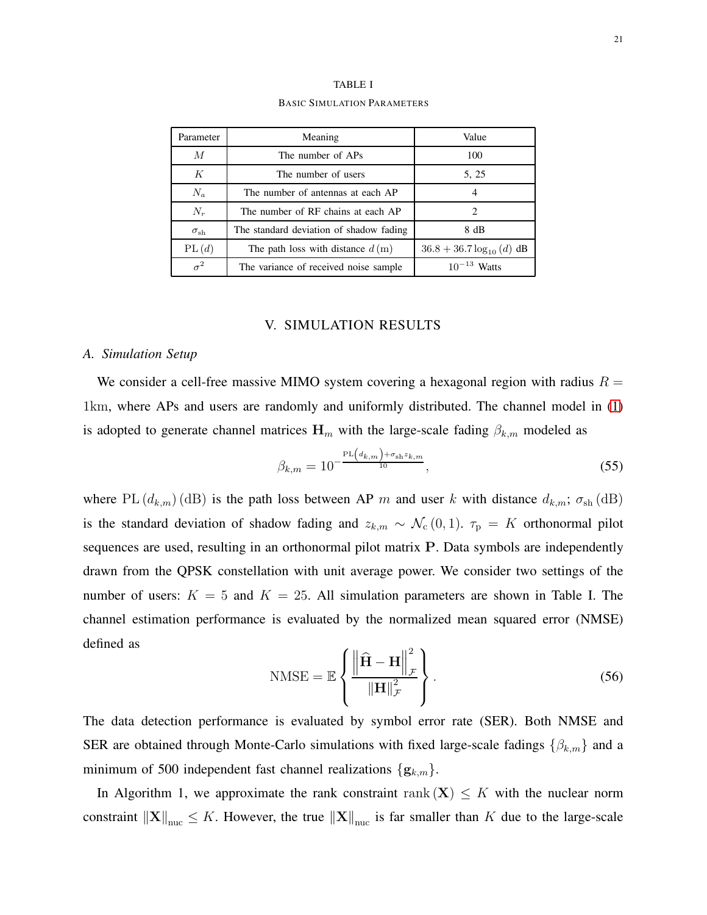TABLE I

BASIC SIMULATION PARAMETERS

| Parameter | Meaning | Value |
|---|---|---|
| $M$ | The number of APs | 100 |
| $K$ | The number of users | 5, 25 |
| $N_a$ | The number of antennas at each AP | 4 |
| $N_r$ | The number of RF chains at each AP | 2 |
| $\sigma_{\rm sh}$ | The standard deviation of shadow fading | 8 dB |
| $\mathrm{PL}(d)$ | The path loss with distance $d\,(\mathrm{m})$ | $36.8 + 36.7\log_{10}(d)$ dB |
| $\sigma^2$ | The variance of received noise sample | $10^{-13}$ Watts |

## V. SIMULATION RESULTS

### A. Simulation Setup

We consider a cell-free massive MIMO system covering a hexagonal region with radius $R = 1\mathrm{km}$, where APs and users are randomly and uniformly distributed. The channel model in (1) is adopted to generate channel matrices $\mathbf{H}_m$ with the large-scale fading $\beta_{k,m}$ modeled as

$$\beta_{k,m} = 10^{-\frac{\mathrm{PL}\left(d_{k,m}\right)+\sigma_{\rm sh} z_{k,m}}{10}}, \tag{55}$$

where $\mathrm{PL}\left(d_{k,m}\right)(\mathrm{dB})$ is the path loss between AP $m$ and user $k$ with distance $d_{k,m}$; $\sigma_{\rm sh}\,(\mathrm{dB})$ is the standard deviation of shadow fading and $z_{k,m} \sim \mathcal{N}_{\rm c}(0,1)$. $\tau_{\rm p} = K$ orthonormal pilot sequences are used, resulting in an orthonormal pilot matrix $\mathbf{P}$. Data symbols are independently drawn from the QPSK constellation with unit average power. We consider two settings of the number of users: $K = 5$ and $K = 25$. All simulation parameters are shown in Table I. The channel estimation performance is evaluated by the normalized mean squared error (NMSE) defined as

$$\mathrm{NMSE} = \mathbb{E}\left\{\frac{\left\|\widehat{\mathbf{H}} - \mathbf{H}\right\|_{\mathcal{F}}^2}{\left\|\mathbf{H}\right\|_{\mathcal{F}}^2}\right\}. \tag{56}$$

The data detection performance is evaluated by symbol error rate (SER). Both NMSE and SER are obtained through Monte-Carlo simulations with fixed large-scale fadings $\{\beta_{k,m}\}$ and a minimum of 500 independent fast channel realizations $\{\mathbf{g}_{k,m}\}$.

In Algorithm 1, we approximate the rank constraint $\mathrm{rank}(\mathbf{X}) \leq K$ with the nuclear norm constraint $\left\|\mathbf{X}\right\|_{\rm nuc} \leq K$. However, the true $\left\|\mathbf{X}\right\|_{\rm nuc}$ is far smaller than $K$ due to the large-scale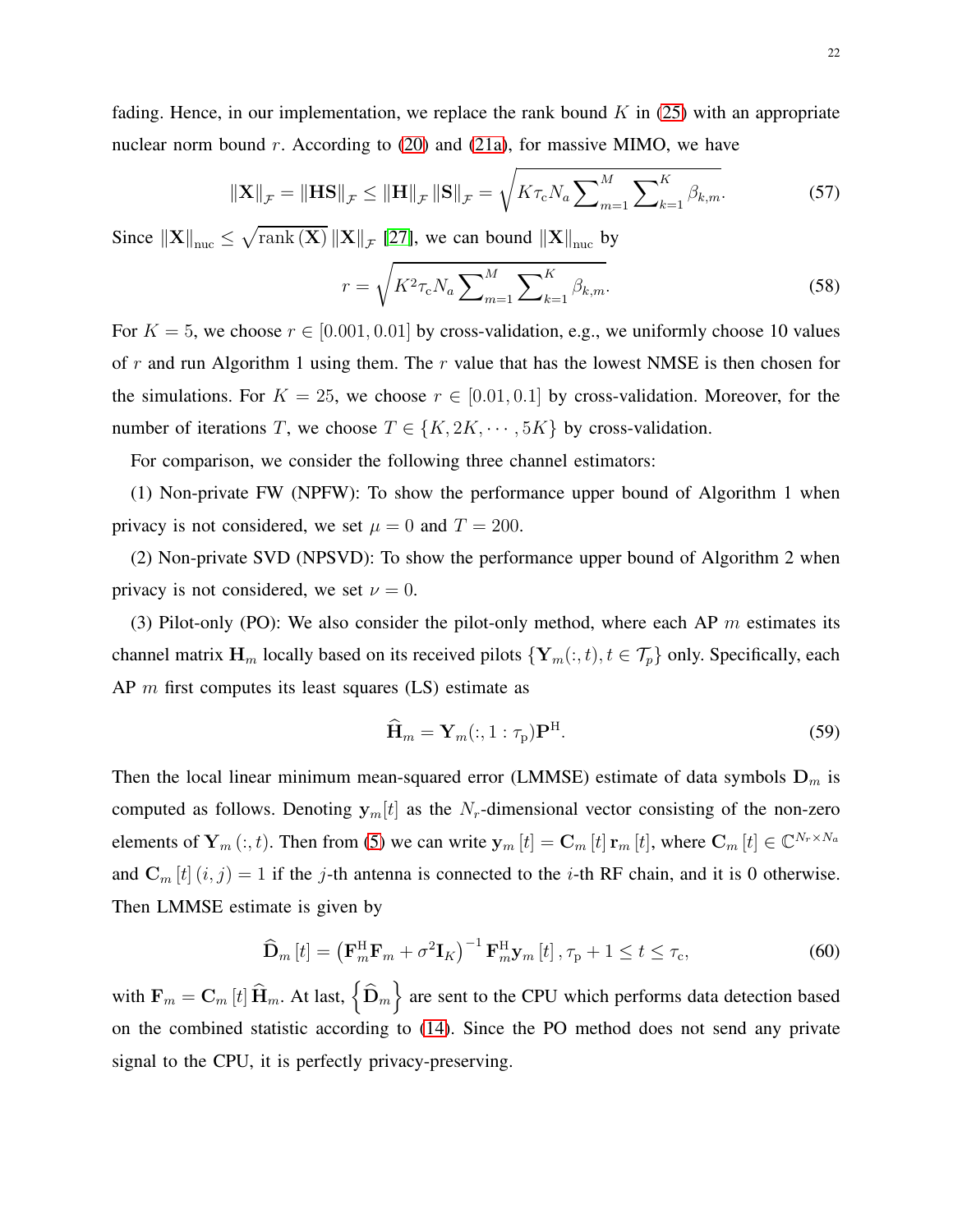fading. Hence, in our implementation, we replace the rank bound $K$ in (25) with an appropriate nuclear norm bound $r$. According to (20) and (21a), for massive MIMO, we have

$$\|\mathbf{X}\|_{\mathcal{F}} = \|\mathbf{HS}\|_{\mathcal{F}} \leq \|\mathbf{H}\|_{\mathcal{F}} \|\mathbf{S}\|_{\mathcal{F}} = \sqrt{K\tau_{\mathrm{c}} N_a \sum_{m=1}^{M} \sum_{k=1}^{K} \beta_{k,m}}. \tag{57}$$

Since $\|\mathbf{X}\|_{\mathrm{nuc}} \leq \sqrt{\mathrm{rank}\,(\mathbf{X})}\, \|\mathbf{X}\|_{\mathcal{F}}$ [27], we can bound $\|\mathbf{X}\|_{\mathrm{nuc}}$ by

$$r = \sqrt{K^2 \tau_{\mathrm{c}} N_a \sum_{m=1}^{M} \sum_{k=1}^{K} \beta_{k,m}}. \tag{58}$$

For $K = 5$, we choose $r \in [0.001, 0.01]$ by cross-validation, e.g., we uniformly choose 10 values of $r$ and run Algorithm 1 using them. The $r$ value that has the lowest NMSE is then chosen for the simulations. For $K = 25$, we choose $r \in [0.01, 0.1]$ by cross-validation. Moreover, for the number of iterations $T$, we choose $T \in \{K, 2K, \cdots, 5K\}$ by cross-validation.

For comparison, we consider the following three channel estimators:

(1) Non-private FW (NPFW): To show the performance upper bound of Algorithm 1 when privacy is not considered, we set $\mu = 0$ and $T = 200$.

(2) Non-private SVD (NPSVD): To show the performance upper bound of Algorithm 2 when privacy is not considered, we set $\nu = 0$.

(3) Pilot-only (PO): We also consider the pilot-only method, where each AP $m$ estimates its channel matrix $\mathbf{H}_m$ locally based on its received pilots $\{\mathbf{Y}_m(:,t), t \in \mathcal{T}_p\}$ only. Specifically, each AP $m$ first computes its least squares (LS) estimate as

$$\widehat{\mathbf{H}}_m = \mathbf{Y}_m(:, 1:\tau_{\mathrm{p}})\mathbf{P}^{\mathrm{H}}. \tag{59}$$

Then the local linear minimum mean-squared error (LMMSE) estimate of data symbols $\mathbf{D}_m$ is computed as follows. Denoting $\mathbf{y}_m[t]$ as the $N_r$-dimensional vector consisting of the non-zero elements of $\mathbf{Y}_m(:,t)$. Then from (5) we can write $\mathbf{y}_m[t] = \mathbf{C}_m[t]\,\mathbf{r}_m[t]$, where $\mathbf{C}_m[t] \in \mathbb{C}^{N_r \times N_a}$ and $\mathbf{C}_m[t](i,j) = 1$ if the $j$-th antenna is connected to the $i$-th RF chain, and it is 0 otherwise. Then LMMSE estimate is given by

$$\widehat{\mathbf{D}}_m[t] = \left(\mathbf{F}_m^{\mathrm{H}}\mathbf{F}_m + \sigma^2 \mathbf{I}_K\right)^{-1} \mathbf{F}_m^{\mathrm{H}} \mathbf{y}_m[t], \tau_{\mathrm{p}} + 1 \leq t \leq \tau_{\mathrm{c}}, \tag{60}$$

with $\mathbf{F}_m = \mathbf{C}_m[t]\,\widehat{\mathbf{H}}_m$. At last, $\left\{\widehat{\mathbf{D}}_m\right\}$ are sent to the CPU which performs data detection based on the combined statistic according to (14). Since the PO method does not send any private signal to the CPU, it is perfectly privacy-preserving.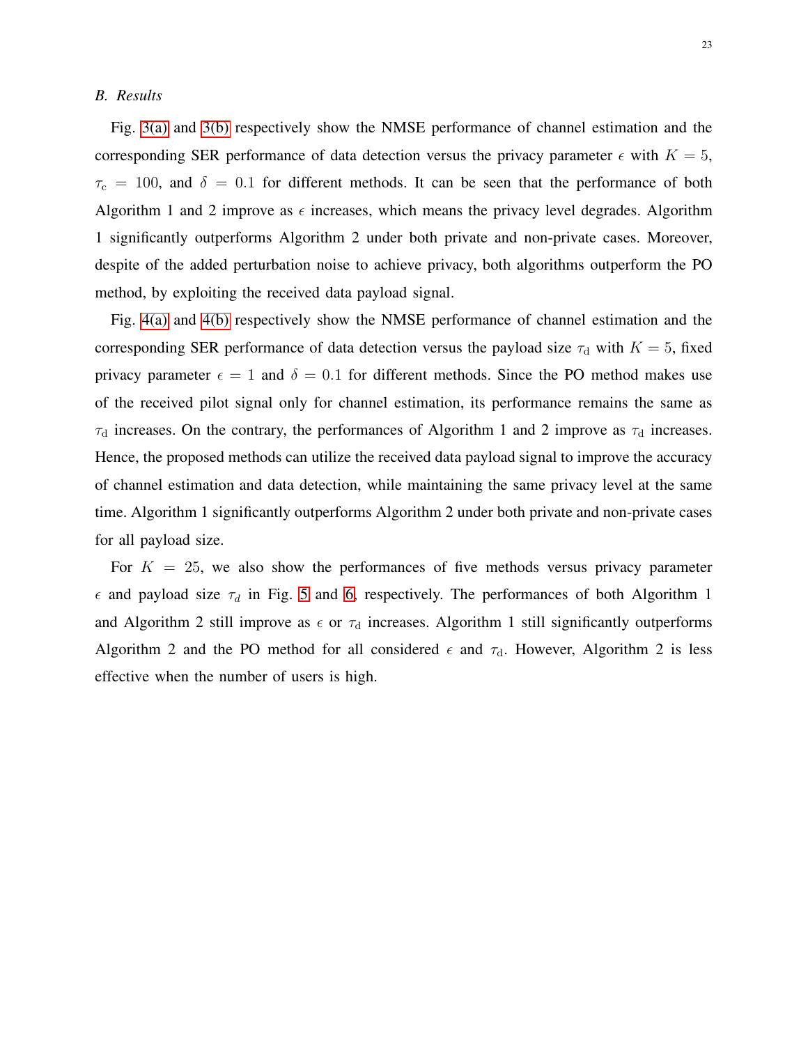### *B. Results*

Fig. 3(a) and 3(b) respectively show the NMSE performance of channel estimation and the corresponding SER performance of data detection versus the privacy parameter $\epsilon$ with $K = 5$, $\tau_{\mathrm{c}} = 100$, and $\delta = 0.1$ for different methods. It can be seen that the performance of both Algorithm 1 and 2 improve as $\epsilon$ increases, which means the privacy level degrades. Algorithm 1 significantly outperforms Algorithm 2 under both private and non-private cases. Moreover, despite of the added perturbation noise to achieve privacy, both algorithms outperform the PO method, by exploiting the received data payload signal.

Fig. 4(a) and 4(b) respectively show the NMSE performance of channel estimation and the corresponding SER performance of data detection versus the payload size $\tau_{\mathrm{d}}$ with $K = 5$, fixed privacy parameter $\epsilon = 1$ and $\delta = 0.1$ for different methods. Since the PO method makes use of the received pilot signal only for channel estimation, its performance remains the same as $\tau_{\mathrm{d}}$ increases. On the contrary, the performances of Algorithm 1 and 2 improve as $\tau_{\mathrm{d}}$ increases. Hence, the proposed methods can utilize the received data payload signal to improve the accuracy of channel estimation and data detection, while maintaining the same privacy level at the same time. Algorithm 1 significantly outperforms Algorithm 2 under both private and non-private cases for all payload size.

For $K = 25$, we also show the performances of five methods versus privacy parameter $\epsilon$ and payload size $\tau_d$ in Fig. 5 and 6, respectively. The performances of both Algorithm 1 and Algorithm 2 still improve as $\epsilon$ or $\tau_{\mathrm{d}}$ increases. Algorithm 1 still significantly outperforms Algorithm 2 and the PO method for all considered $\epsilon$ and $\tau_{\mathrm{d}}$. However, Algorithm 2 is less effective when the number of users is high.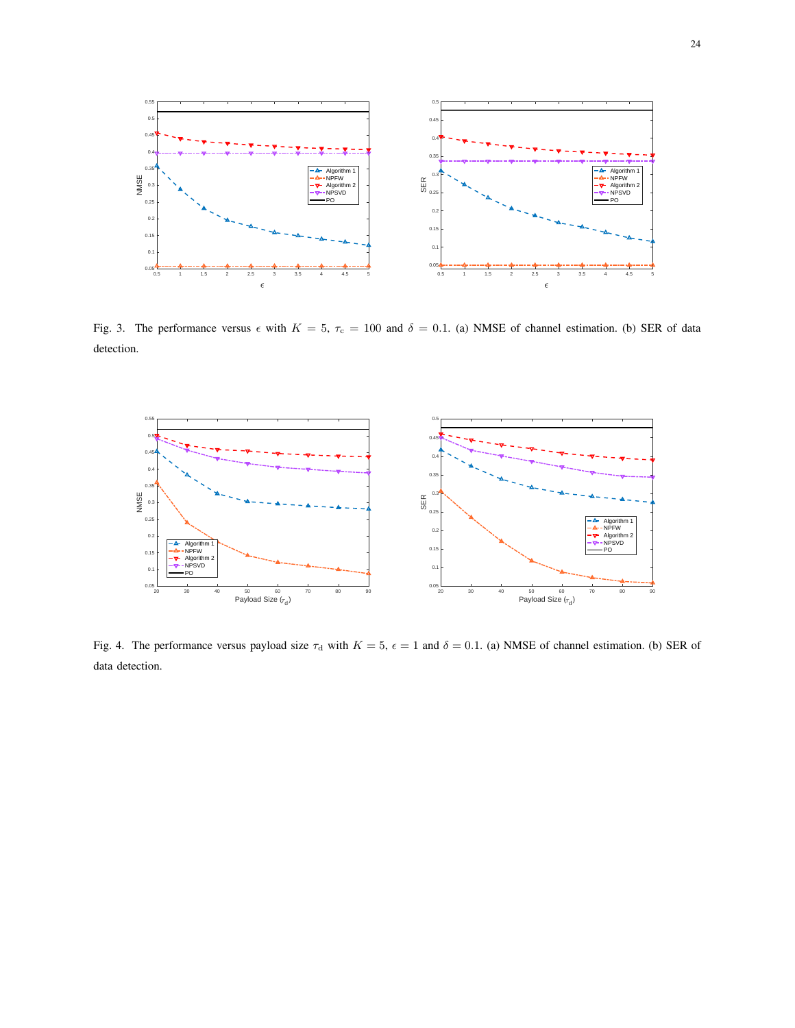Fig. 3. The performance versus $\epsilon$ with $K = 5$, $\tau_c = 100$ and $\delta = 0.1$. (a) NMSE of channel estimation. (b) SER of data detection.

Fig. 4. The performance versus payload size $\tau_d$ with $K = 5$, $\epsilon = 1$ and $\delta = 0.1$. (a) NMSE of channel estimation. (b) SER of data detection.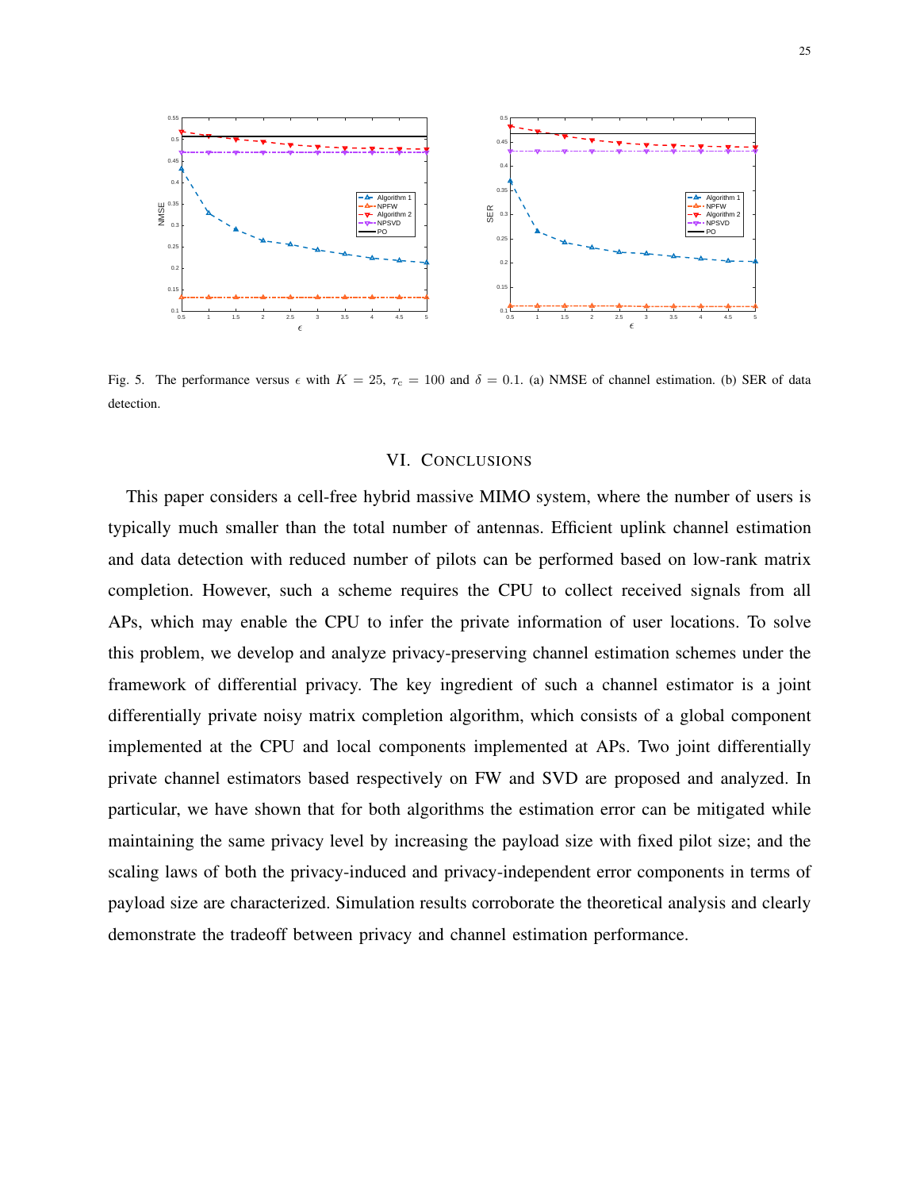Fig. 5. The performance versus $\epsilon$ with $K = 25$, $\tau_c = 100$ and $\delta = 0.1$. (a) NMSE of channel estimation. (b) SER of data detection.

## VI. Conclusions

This paper considers a cell-free hybrid massive MIMO system, where the number of users is typically much smaller than the total number of antennas. Efficient uplink channel estimation and data detection with reduced number of pilots can be performed based on low-rank matrix completion. However, such a scheme requires the CPU to collect received signals from all APs, which may enable the CPU to infer the private information of user locations. To solve this problem, we develop and analyze privacy-preserving channel estimation schemes under the framework of differential privacy. The key ingredient of such a channel estimator is a joint differentially private noisy matrix completion algorithm, which consists of a global component implemented at the CPU and local components implemented at APs. Two joint differentially private channel estimators based respectively on FW and SVD are proposed and analyzed. In particular, we have shown that for both algorithms the estimation error can be mitigated while maintaining the same privacy level by increasing the payload size with fixed pilot size; and the scaling laws of both the privacy-induced and privacy-independent error components in terms of payload size are characterized. Simulation results corroborate the theoretical analysis and clearly demonstrate the tradeoff between privacy and channel estimation performance.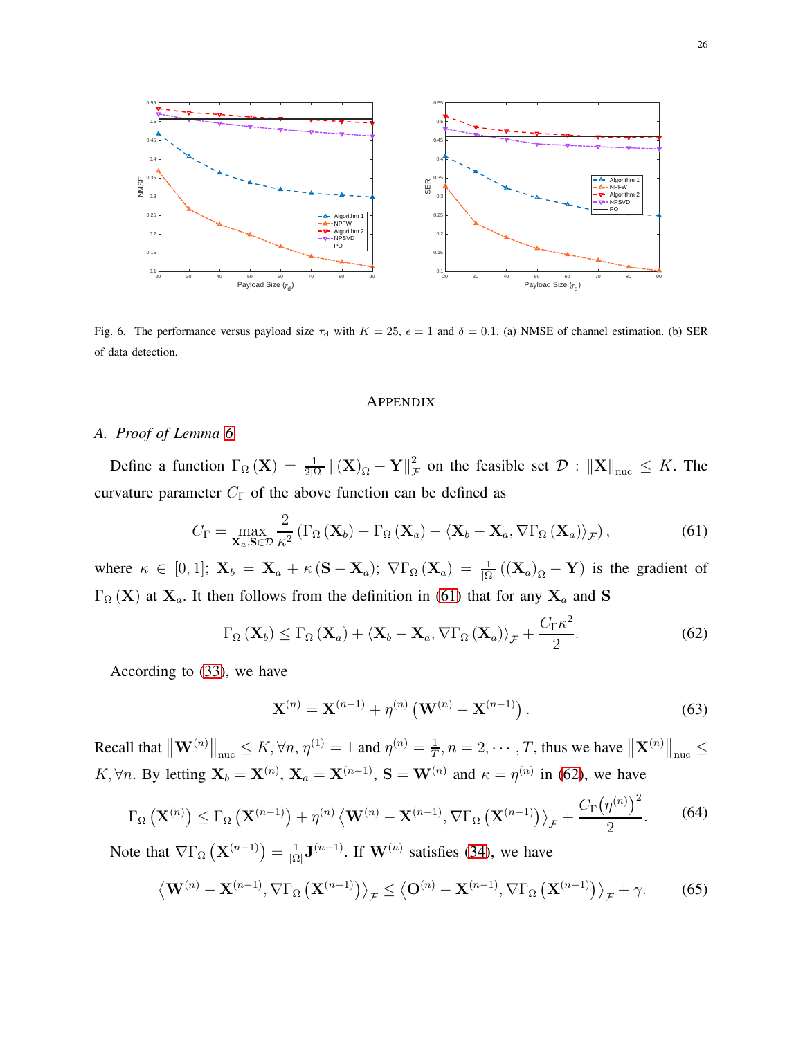Fig. 6. The performance versus payload size $\tau_{\rm d}$ with $K = 25$, $\epsilon = 1$ and $\delta = 0.1$. (a) NMSE of channel estimation. (b) SER of data detection.

## Appendix

### A. Proof of Lemma 6

Define a function $\Gamma_\Omega(\mathbf{X}) = \frac{1}{2|\Omega|}\|(\mathbf{X})_\Omega - \mathbf{Y}\|_{\mathcal{F}}^2$ on the feasible set $\mathcal{D}$ : $\|\mathbf{X}\|_{\rm nuc} \leq K$. The curvature parameter $C_\Gamma$ of the above function can be defined as

$$C_\Gamma = \max_{\mathbf{X}_a, \mathbf{S} \in \mathcal{D}} \frac{2}{\kappa^2}\left(\Gamma_\Omega(\mathbf{X}_b) - \Gamma_\Omega(\mathbf{X}_a) - \langle \mathbf{X}_b - \mathbf{X}_a, \nabla\Gamma_\Omega(\mathbf{X}_a)\rangle_{\mathcal{F}}\right), \tag{61}$$

where $\kappa \in [0,1]$; $\mathbf{X}_b = \mathbf{X}_a + \kappa(\mathbf{S} - \mathbf{X}_a)$; $\nabla\Gamma_\Omega(\mathbf{X}_a) = \frac{1}{|\Omega|}((\mathbf{X}_a)_\Omega - \mathbf{Y})$ is the gradient of $\Gamma_\Omega(\mathbf{X})$ at $\mathbf{X}_a$. It then follows from the definition in (61) that for any $\mathbf{X}_a$ and $\mathbf{S}$

$$\Gamma_\Omega(\mathbf{X}_b) \leq \Gamma_\Omega(\mathbf{X}_a) + \langle \mathbf{X}_b - \mathbf{X}_a, \nabla\Gamma_\Omega(\mathbf{X}_a)\rangle_{\mathcal{F}} + \frac{C_\Gamma \kappa^2}{2}. \tag{62}$$

According to (33), we have

$$\mathbf{X}^{(n)} = \mathbf{X}^{(n-1)} + \eta^{(n)}\left(\mathbf{W}^{(n)} - \mathbf{X}^{(n-1)}\right). \tag{63}$$

Recall that $\left\|\mathbf{W}^{(n)}\right\|_{\rm nuc} \leq K, \forall n$, $\eta^{(1)} = 1$ and $\eta^{(n)} = \frac{1}{T}, n = 2, \cdots, T$, thus we have $\left\|\mathbf{X}^{(n)}\right\|_{\rm nuc} \leq K, \forall n$. By letting $\mathbf{X}_b = \mathbf{X}^{(n)}$, $\mathbf{X}_a = \mathbf{X}^{(n-1)}$, $\mathbf{S} = \mathbf{W}^{(n)}$ and $\kappa = \eta^{(n)}$ in (62), we have

$$\Gamma_\Omega\left(\mathbf{X}^{(n)}\right) \leq \Gamma_\Omega\left(\mathbf{X}^{(n-1)}\right) + \eta^{(n)}\left\langle \mathbf{W}^{(n)} - \mathbf{X}^{(n-1)}, \nabla\Gamma_\Omega\left(\mathbf{X}^{(n-1)}\right)\right\rangle_{\mathcal{F}} + \frac{C_\Gamma\left(\eta^{(n)}\right)^2}{2}. \tag{64}$$

Note that $\nabla\Gamma_\Omega\left(\mathbf{X}^{(n-1)}\right) = \frac{1}{|\Omega|}\mathbf{J}^{(n-1)}$. If $\mathbf{W}^{(n)}$ satisfies (34), we have

$$\left\langle \mathbf{W}^{(n)} - \mathbf{X}^{(n-1)}, \nabla\Gamma_\Omega\left(\mathbf{X}^{(n-1)}\right)\right\rangle_{\mathcal{F}} \leq \left\langle \mathbf{O}^{(n)} - \mathbf{X}^{(n-1)}, \nabla\Gamma_\Omega\left(\mathbf{X}^{(n-1)}\right)\right\rangle_{\mathcal{F}} + \gamma. \tag{65}$$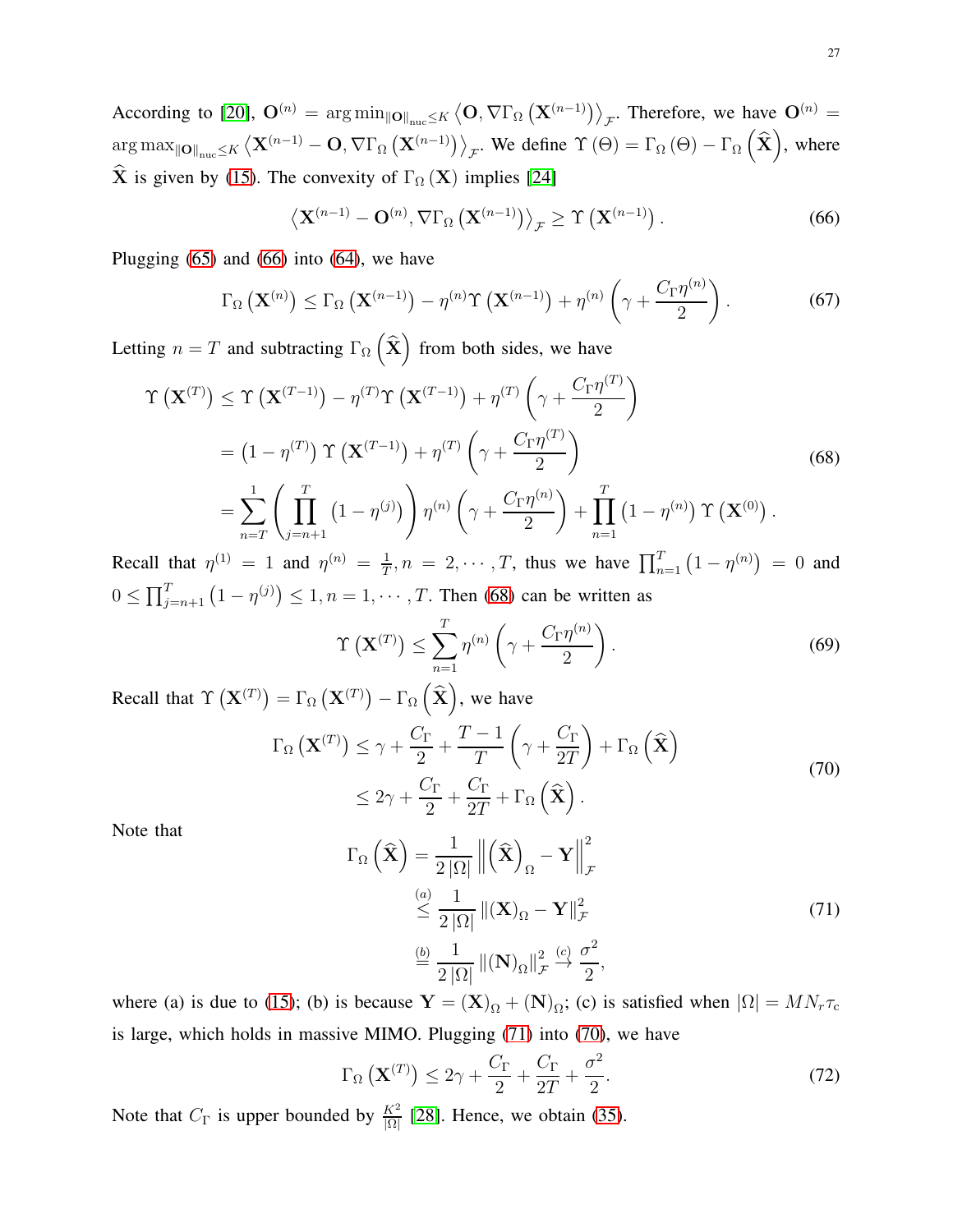According to [20], $\mathbf{O}^{(n)} = \arg\min_{\|\mathbf{O}\|_{\text{nuc}} \le K} \left\langle \mathbf{O}, \nabla \Gamma_\Omega \left(\mathbf{X}^{(n-1)}\right) \right\rangle_{\mathcal{F}}$. Therefore, we have $\mathbf{O}^{(n)} = \arg\max_{\|\mathbf{O}\|_{\text{nuc}} \le K} \left\langle \mathbf{X}^{(n-1)} - \mathbf{O}, \nabla \Gamma_\Omega \left(\mathbf{X}^{(n-1)}\right) \right\rangle_{\mathcal{F}}$. We define $\Upsilon(\Theta) = \Gamma_\Omega(\Theta) - \Gamma_\Omega\left(\widehat{\mathbf{X}}\right)$, where $\widehat{\mathbf{X}}$ is given by (15). The convexity of $\Gamma_\Omega(\mathbf{X})$ implies [24]

$$\left\langle \mathbf{X}^{(n-1)} - \mathbf{O}^{(n)}, \nabla \Gamma_\Omega \left(\mathbf{X}^{(n-1)}\right) \right\rangle_{\mathcal{F}} \ge \Upsilon\left(\mathbf{X}^{(n-1)}\right). \tag{66}$$

Plugging (65) and (66) into (64), we have

$$\Gamma_\Omega\left(\mathbf{X}^{(n)}\right) \le \Gamma_\Omega\left(\mathbf{X}^{(n-1)}\right) - \eta^{(n)} \Upsilon\left(\mathbf{X}^{(n-1)}\right) + \eta^{(n)} \left(\gamma + \frac{C_\Gamma \eta^{(n)}}{2}\right). \tag{67}$$

Letting $n = T$ and subtracting $\Gamma_\Omega\left(\widehat{\mathbf{X}}\right)$ from both sides, we have

$$\begin{aligned}
\Upsilon\left(\mathbf{X}^{(T)}\right) &\le \Upsilon\left(\mathbf{X}^{(T-1)}\right) - \eta^{(T)} \Upsilon\left(\mathbf{X}^{(T-1)}\right) + \eta^{(T)} \left(\gamma + \frac{C_\Gamma \eta^{(T)}}{2}\right) \\
&= \left(1 - \eta^{(T)}\right) \Upsilon\left(\mathbf{X}^{(T-1)}\right) + \eta^{(T)} \left(\gamma + \frac{C_\Gamma \eta^{(T)}}{2}\right) \\
&= \sum_{n=T}^{1} \left(\prod_{j=n+1}^{T} \left(1 - \eta^{(j)}\right)\right) \eta^{(n)} \left(\gamma + \frac{C_\Gamma \eta^{(n)}}{2}\right) + \prod_{n=1}^{T} \left(1 - \eta^{(n)}\right) \Upsilon\left(\mathbf{X}^{(0)}\right).
\end{aligned} \tag{68}$$

Recall that $\eta^{(1)} = 1$ and $\eta^{(n)} = \frac{1}{T}, n = 2, \cdots, T$, thus we have $\prod_{n=1}^{T}\left(1 - \eta^{(n)}\right) = 0$ and $0 \le \prod_{j=n+1}^{T}\left(1 - \eta^{(j)}\right) \le 1, n = 1, \cdots, T$. Then (68) can be written as

$$\Upsilon\left(\mathbf{X}^{(T)}\right) \le \sum_{n=1}^{T} \eta^{(n)} \left(\gamma + \frac{C_\Gamma \eta^{(n)}}{2}\right). \tag{69}$$

Recall that $\Upsilon\left(\mathbf{X}^{(T)}\right) = \Gamma_\Omega\left(\mathbf{X}^{(T)}\right) - \Gamma_\Omega\left(\widehat{\mathbf{X}}\right)$, we have

$$\begin{aligned}
\Gamma_\Omega\left(\mathbf{X}^{(T)}\right) &\le \gamma + \frac{C_\Gamma}{2} + \frac{T-1}{T}\left(\gamma + \frac{C_\Gamma}{2T}\right) + \Gamma_\Omega\left(\widehat{\mathbf{X}}\right) \\
&\le 2\gamma + \frac{C_\Gamma}{2} + \frac{C_\Gamma}{2T} + \Gamma_\Omega\left(\widehat{\mathbf{X}}\right).
\end{aligned} \tag{70}$$

Note that

$$\begin{aligned}
\Gamma_\Omega\left(\widehat{\mathbf{X}}\right) &= \frac{1}{2|\Omega|} \left\| \left(\widehat{\mathbf{X}}\right)_\Omega - \mathbf{Y} \right\|_{\mathcal{F}}^2 \\
&\overset{(a)}{\le} \frac{1}{2|\Omega|} \left\| (\mathbf{X})_\Omega - \mathbf{Y} \right\|_{\mathcal{F}}^2 \\
&\overset{(b)}{=} \frac{1}{2|\Omega|} \left\| (\mathbf{N})_\Omega \right\|_{\mathcal{F}}^2 \overset{(c)}{\to} \frac{\sigma^2}{2},
\end{aligned} \tag{71}$$

where (a) is due to (15); (b) is because $\mathbf{Y} = (\mathbf{X})_\Omega + (\mathbf{N})_\Omega$; (c) is satisfied when $|\Omega| = MN_r\tau_c$ is large, which holds in massive MIMO. Plugging (71) into (70), we have

$$\Gamma_\Omega\left(\mathbf{X}^{(T)}\right) \le 2\gamma + \frac{C_\Gamma}{2} + \frac{C_\Gamma}{2T} + \frac{\sigma^2}{2}. \tag{72}$$

Note that $C_\Gamma$ is upper bounded by $\frac{K^2}{|\Omega|}$ [28]. Hence, we obtain (35).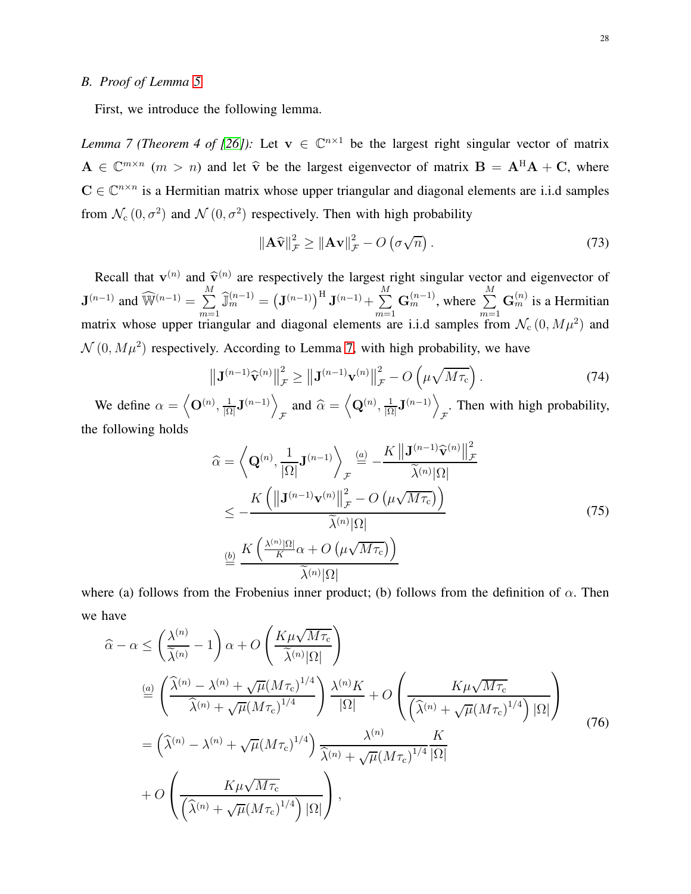### B. Proof of Lemma 5

First, we introduce the following lemma.

*Lemma 7 (Theorem 4 of [26]):* Let $\mathbf{v} \in \mathbb{C}^{n\times 1}$ be the largest right singular vector of matrix $\mathbf{A} \in \mathbb{C}^{m\times n}$ $(m > n)$ and let $\widehat{\mathbf{v}}$ be the largest eigenvector of matrix $\mathbf{B} = \mathbf{A}^{\mathrm{H}}\mathbf{A} + \mathbf{C}$, where $\mathbf{C} \in \mathbb{C}^{n\times n}$ is a Hermitian matrix whose upper triangular and diagonal elements are i.i.d samples from $\mathcal{N}_{\mathrm{c}}\left(0, \sigma^2\right)$ and $\mathcal{N}\left(0, \sigma^2\right)$ respectively. Then with high probability

$$
\|\mathbf{A}\widehat{\mathbf{v}}\|_{\mathcal{F}}^2 \geq \|\mathbf{A}\mathbf{v}\|_{\mathcal{F}}^2 - O\left(\sigma\sqrt{n}\right). \tag{73}
$$

Recall that $\mathbf{v}^{(n)}$ and $\widehat{\mathbf{v}}^{(n)}$ are respectively the largest right singular vector and eigenvector of $\mathbf{J}^{(n-1)}$ and $\widehat{\mathbb{W}}^{(n-1)} = \sum_{m=1}^{M} \widehat{\mathbb{J}}_m^{(n-1)} = \left(\mathbf{J}^{(n-1)}\right)^{\mathrm{H}}\mathbf{J}^{(n-1)} + \sum_{m=1}^{M}\mathbf{G}_m^{(n-1)}$, where $\sum_{m=1}^{M}\mathbf{G}_m^{(n)}$ is a Hermitian matrix whose upper triangular and diagonal elements are i.i.d samples from $\mathcal{N}_{\mathrm{c}}\left(0, M\mu^2\right)$ and $\mathcal{N}\left(0, M\mu^2\right)$ respectively. According to Lemma 7, with high probability, we have

$$
\left\|\mathbf{J}^{(n-1)}\widehat{\mathbf{v}}^{(n)}\right\|_{\mathcal{F}}^2 \geq \left\|\mathbf{J}^{(n-1)}\mathbf{v}^{(n)}\right\|_{\mathcal{F}}^2 - O\left(\mu\sqrt{M\tau_{\mathrm{c}}}\right). \tag{74}
$$

We define $\alpha = \left\langle \mathbf{O}^{(n)}, \frac{1}{|\Omega|}\mathbf{J}^{(n-1)}\right\rangle_{\mathcal{F}}$ and $\widehat{\alpha} = \left\langle \mathbf{Q}^{(n)}, \frac{1}{|\Omega|}\mathbf{J}^{(n-1)}\right\rangle_{\mathcal{F}}$. Then with high probability, the following holds

$$
\begin{aligned}
\widehat{\alpha} = \left\langle \mathbf{Q}^{(n)}, \frac{1}{|\Omega|}\mathbf{J}^{(n-1)}\right\rangle_{\mathcal{F}} &\overset{(a)}{=} -\frac{K\left\|\mathbf{J}^{(n-1)}\widehat{\mathbf{v}}^{(n)}\right\|_{\mathcal{F}}^2}{\widetilde{\lambda}^{(n)}|\Omega|} \\
&\leq -\frac{K\left(\left\|\mathbf{J}^{(n-1)}\mathbf{v}^{(n)}\right\|_{\mathcal{F}}^2 - O\left(\mu\sqrt{M\tau_{\mathrm{c}}}\right)\right)}{\widetilde{\lambda}^{(n)}|\Omega|} \\
&\overset{(b)}{=} \frac{K\left(\frac{\lambda^{(n)}|\Omega|}{K}\alpha + O\left(\mu\sqrt{M\tau_{\mathrm{c}}}\right)\right)}{\widetilde{\lambda}^{(n)}|\Omega|}
\end{aligned} \tag{75}
$$

where (a) follows from the Frobenius inner product; (b) follows from the definition of $\alpha$. Then we have

$$
\begin{aligned}
\widehat{\alpha} - \alpha &\leq \left(\frac{\lambda^{(n)}}{\widetilde{\lambda}^{(n)}} - 1\right)\alpha + O\left(\frac{K\mu\sqrt{M\tau_{\mathrm{c}}}}{\widetilde{\lambda}^{(n)}|\Omega|}\right) \\
&\overset{(a)}{=} \left(\frac{\widehat{\lambda}^{(n)} - \lambda^{(n)} + \sqrt{\mu}(M\tau_{\mathrm{c}})^{1/4}}{\widehat{\lambda}^{(n)} + \sqrt{\mu}(M\tau_{\mathrm{c}})^{1/4}}\right)\frac{\lambda^{(n)}K}{|\Omega|} + O\left(\frac{K\mu\sqrt{M\tau_{\mathrm{c}}}}{\left(\widehat{\lambda}^{(n)} + \sqrt{\mu}(M\tau_{\mathrm{c}})^{1/4}\right)|\Omega|}\right) \\
&= \left(\widehat{\lambda}^{(n)} - \lambda^{(n)} + \sqrt{\mu}(M\tau_{\mathrm{c}})^{1/4}\right)\frac{\lambda^{(n)}}{\widehat{\lambda}^{(n)} + \sqrt{\mu}(M\tau_{\mathrm{c}})^{1/4}}\frac{K}{|\Omega|} \\
&\quad + O\left(\frac{K\mu\sqrt{M\tau_{\mathrm{c}}}}{\left(\widehat{\lambda}^{(n)} + \sqrt{\mu}(M\tau_{\mathrm{c}})^{1/4}\right)|\Omega|}\right),
\end{aligned} \tag{76}
$$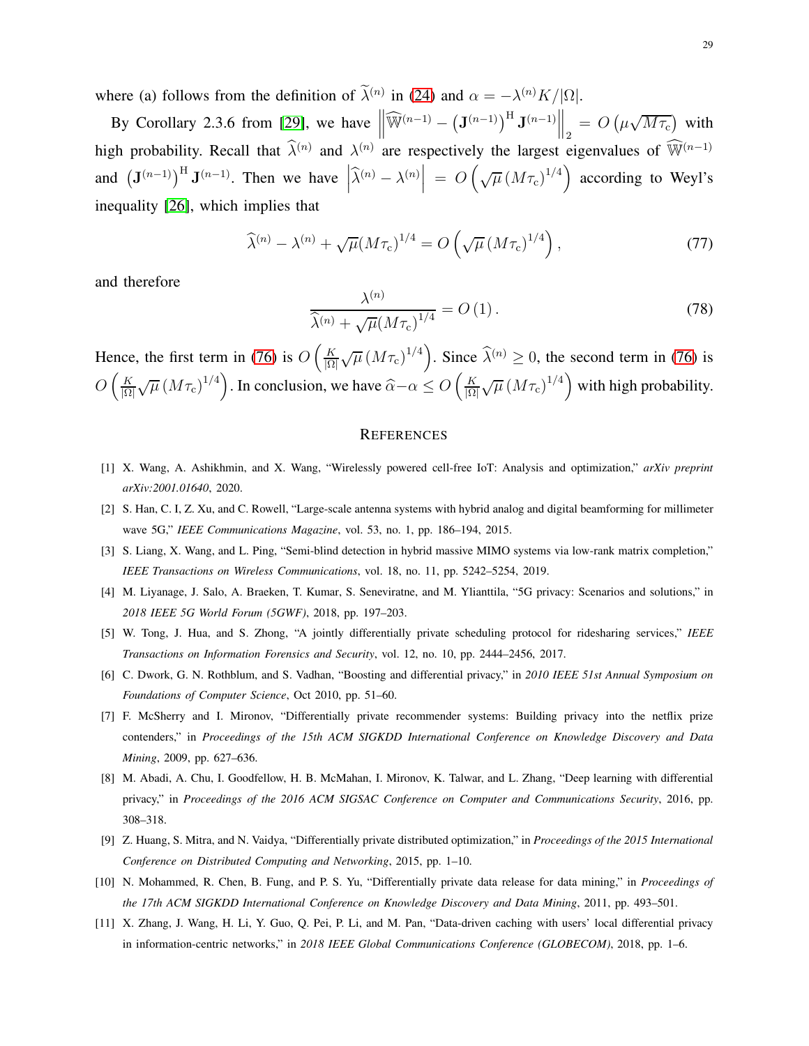where (a) follows from the definition of $\widetilde{\lambda}^{(n)}$ in (24) and $\alpha = -\lambda^{(n)} K/|\Omega|$.

By Corollary 2.3.6 from [29], we have $\left\| \widehat{\mathbb{W}}^{(n-1)} - \left(\mathbf{J}^{(n-1)}\right)^{\mathrm{H}} \mathbf{J}^{(n-1)} \right\|_2 = O\left(\mu\sqrt{M\tau_{\mathrm{c}}}\right)$ with high probability. Recall that $\widehat{\lambda}^{(n)}$ and $\lambda^{(n)}$ are respectively the largest eigenvalues of $\widehat{\mathbb{W}}^{(n-1)}$ and $\left(\mathbf{J}^{(n-1)}\right)^{\mathrm{H}} \mathbf{J}^{(n-1)}$. Then we have $\left|\widehat{\lambda}^{(n)} - \lambda^{(n)}\right| = O\left(\sqrt{\mu}\left(M\tau_{\mathrm{c}}\right)^{1/4}\right)$ according to Weyl's inequality [26], which implies that

$$\widehat{\lambda}^{(n)} - \lambda^{(n)} + \sqrt{\mu}(M\tau_{\mathrm{c}})^{1/4} = O\left(\sqrt{\mu}\left(M\tau_{\mathrm{c}}\right)^{1/4}\right), \tag{77}$$

and therefore

$$\frac{\lambda^{(n)}}{\widehat{\lambda}^{(n)} + \sqrt{\mu}(M\tau_{\mathrm{c}})^{1/4}} = O\left(1\right). \tag{78}$$

Hence, the first term in (76) is $O\left(\frac{K}{|\Omega|}\sqrt{\mu}\left(M\tau_{\mathrm{c}}\right)^{1/4}\right)$. Since $\widehat{\lambda}^{(n)} \geq 0$, the second term in (76) is $O\left(\frac{K}{|\Omega|}\sqrt{\mu}\left(M\tau_{\mathrm{c}}\right)^{1/4}\right)$. In conclusion, we have $\widehat{\alpha} - \alpha \leq O\left(\frac{K}{|\Omega|}\sqrt{\mu}\left(M\tau_{\mathrm{c}}\right)^{1/4}\right)$ with high probability.

## References

[1] X. Wang, A. Ashikhmin, and X. Wang, "Wirelessly powered cell-free IoT: Analysis and optimization," *arXiv preprint arXiv:2001.01640*, 2020.

[2] S. Han, C. I, Z. Xu, and C. Rowell, "Large-scale antenna systems with hybrid analog and digital beamforming for millimeter wave 5G," *IEEE Communications Magazine*, vol. 53, no. 1, pp. 186–194, 2015.

[3] S. Liang, X. Wang, and L. Ping, "Semi-blind detection in hybrid massive MIMO systems via low-rank matrix completion," *IEEE Transactions on Wireless Communications*, vol. 18, no. 11, pp. 5242–5254, 2019.

[4] M. Liyanage, J. Salo, A. Braeken, T. Kumar, S. Seneviratne, and M. Ylianttila, "5G privacy: Scenarios and solutions," in *2018 IEEE 5G World Forum (5GWF)*, 2018, pp. 197–203.

[5] W. Tong, J. Hua, and S. Zhong, "A jointly differentially private scheduling protocol for ridesharing services," *IEEE Transactions on Information Forensics and Security*, vol. 12, no. 10, pp. 2444–2456, 2017.

[6] C. Dwork, G. N. Rothblum, and S. Vadhan, "Boosting and differential privacy," in *2010 IEEE 51st Annual Symposium on Foundations of Computer Science*, Oct 2010, pp. 51–60.

[7] F. McSherry and I. Mironov, "Differentially private recommender systems: Building privacy into the netflix prize contenders," in *Proceedings of the 15th ACM SIGKDD International Conference on Knowledge Discovery and Data Mining*, 2009, pp. 627–636.

[8] M. Abadi, A. Chu, I. Goodfellow, H. B. McMahan, I. Mironov, K. Talwar, and L. Zhang, "Deep learning with differential privacy," in *Proceedings of the 2016 ACM SIGSAC Conference on Computer and Communications Security*, 2016, pp. 308–318.

[9] Z. Huang, S. Mitra, and N. Vaidya, "Differentially private distributed optimization," in *Proceedings of the 2015 International Conference on Distributed Computing and Networking*, 2015, pp. 1–10.

[10] N. Mohammed, R. Chen, B. Fung, and P. S. Yu, "Differentially private data release for data mining," in *Proceedings of the 17th ACM SIGKDD International Conference on Knowledge Discovery and Data Mining*, 2011, pp. 493–501.

[11] X. Zhang, J. Wang, H. Li, Y. Guo, Q. Pei, P. Li, and M. Pan, "Data-driven caching with users' local differential privacy in information-centric networks," in *2018 IEEE Global Communications Conference (GLOBECOM)*, 2018, pp. 1–6.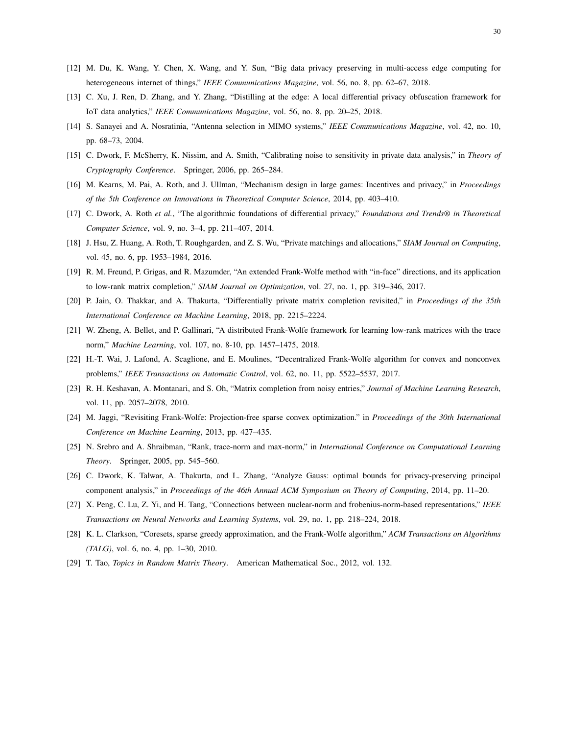[12] M. Du, K. Wang, Y. Chen, X. Wang, and Y. Sun, "Big data privacy preserving in multi-access edge computing for heterogeneous internet of things," *IEEE Communications Magazine*, vol. 56, no. 8, pp. 62–67, 2018.

[13] C. Xu, J. Ren, D. Zhang, and Y. Zhang, "Distilling at the edge: A local differential privacy obfuscation framework for IoT data analytics," *IEEE Communications Magazine*, vol. 56, no. 8, pp. 20–25, 2018.

[14] S. Sanayei and A. Nosratinia, "Antenna selection in MIMO systems," *IEEE Communications Magazine*, vol. 42, no. 10, pp. 68–73, 2004.

[15] C. Dwork, F. McSherry, K. Nissim, and A. Smith, "Calibrating noise to sensitivity in private data analysis," in *Theory of Cryptography Conference*. Springer, 2006, pp. 265–284.

[16] M. Kearns, M. Pai, A. Roth, and J. Ullman, "Mechanism design in large games: Incentives and privacy," in *Proceedings of the 5th Conference on Innovations in Theoretical Computer Science*, 2014, pp. 403–410.

[17] C. Dwork, A. Roth *et al.*, "The algorithmic foundations of differential privacy," *Foundations and Trends® in Theoretical Computer Science*, vol. 9, no. 3–4, pp. 211–407, 2014.

[18] J. Hsu, Z. Huang, A. Roth, T. Roughgarden, and Z. S. Wu, "Private matchings and allocations," *SIAM Journal on Computing*, vol. 45, no. 6, pp. 1953–1984, 2016.

[19] R. M. Freund, P. Grigas, and R. Mazumder, "An extended Frank-Wolfe method with "in-face" directions, and its application to low-rank matrix completion," *SIAM Journal on Optimization*, vol. 27, no. 1, pp. 319–346, 2017.

[20] P. Jain, O. Thakkar, and A. Thakurta, "Differentially private matrix completion revisited," in *Proceedings of the 35th International Conference on Machine Learning*, 2018, pp. 2215–2224.

[21] W. Zheng, A. Bellet, and P. Gallinari, "A distributed Frank-Wolfe framework for learning low-rank matrices with the trace norm," *Machine Learning*, vol. 107, no. 8-10, pp. 1457–1475, 2018.

[22] H.-T. Wai, J. Lafond, A. Scaglione, and E. Moulines, "Decentralized Frank-Wolfe algorithm for convex and nonconvex problems," *IEEE Transactions on Automatic Control*, vol. 62, no. 11, pp. 5522–5537, 2017.

[23] R. H. Keshavan, A. Montanari, and S. Oh, "Matrix completion from noisy entries," *Journal of Machine Learning Research*, vol. 11, pp. 2057–2078, 2010.

[24] M. Jaggi, "Revisiting Frank-Wolfe: Projection-free sparse convex optimization." in *Proceedings of the 30th International Conference on Machine Learning*, 2013, pp. 427–435.

[25] N. Srebro and A. Shraibman, "Rank, trace-norm and max-norm," in *International Conference on Computational Learning Theory*. Springer, 2005, pp. 545–560.

[26] C. Dwork, K. Talwar, A. Thakurta, and L. Zhang, "Analyze Gauss: optimal bounds for privacy-preserving principal component analysis," in *Proceedings of the 46th Annual ACM Symposium on Theory of Computing*, 2014, pp. 11–20.

[27] X. Peng, C. Lu, Z. Yi, and H. Tang, "Connections between nuclear-norm and frobenius-norm-based representations," *IEEE Transactions on Neural Networks and Learning Systems*, vol. 29, no. 1, pp. 218–224, 2018.

[28] K. L. Clarkson, "Coresets, sparse greedy approximation, and the Frank-Wolfe algorithm," *ACM Transactions on Algorithms (TALG)*, vol. 6, no. 4, pp. 1–30, 2010.

[29] T. Tao, *Topics in Random Matrix Theory*. American Mathematical Soc., 2012, vol. 132.